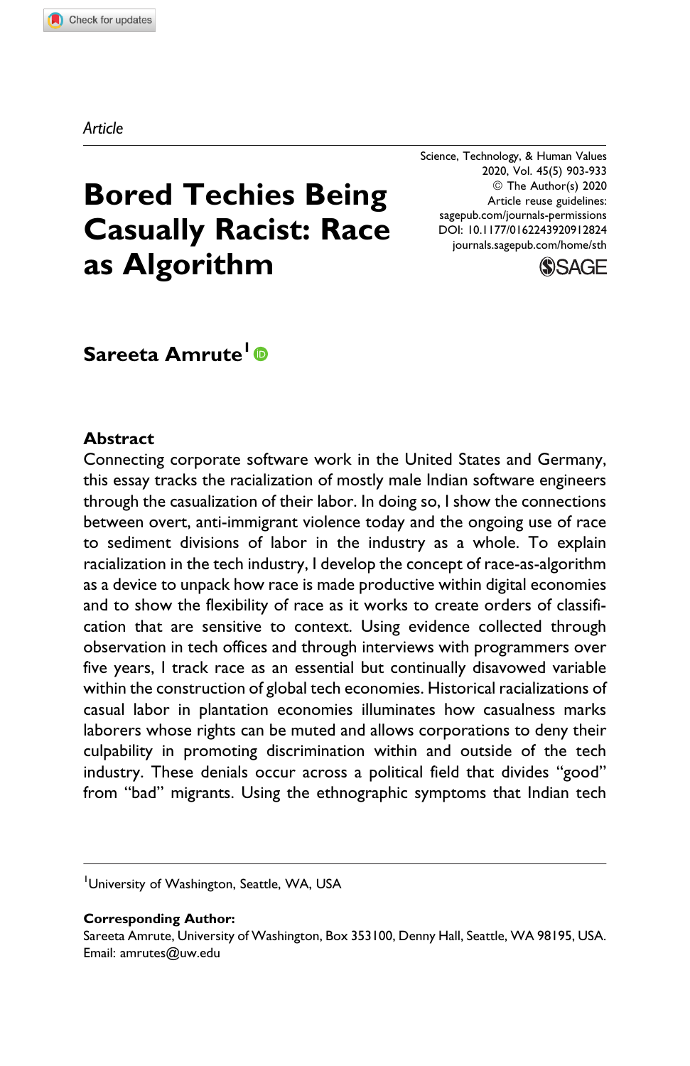*Article*

Science, Technology, & Human Values
2020, Vol. 45(5) 903-933
© The Author(s) 2020
Article reuse guidelines:
sagepub.com/journals-permissions
DOI: 10.1177/0162243920912824
journals.sagepub.com/home/sth

# Bored Techies Being Casually Racist: Race as Algorithm

**Sareeta Amrute**[1]

## Abstract

Connecting corporate software work in the United States and Germany, this essay tracks the racialization of mostly male Indian software engineers through the casualization of their labor. In doing so, I show the connections between overt, anti-immigrant violence today and the ongoing use of race to sediment divisions of labor in the industry as a whole. To explain racialization in the tech industry, I develop the concept of race-as-algorithm as a device to unpack how race is made productive within digital economies and to show the flexibility of race as it works to create orders of classification that are sensitive to context. Using evidence collected through observation in tech offices and through interviews with programmers over five years, I track race as an essential but continually disavowed variable within the construction of global tech economies. Historical racializations of casual labor in plantation economies illuminates how casualness marks laborers whose rights can be muted and allows corporations to deny their culpability in promoting discrimination within and outside of the tech industry. These denials occur across a political field that divides "good" from "bad" migrants. Using the ethnographic symptoms that Indian tech

[1]University of Washington, Seattle, WA, USA

**Corresponding Author:**
Sareeta Amrute, University of Washington, Box 353100, Denny Hall, Seattle, WA 98195, USA.
Email: amrutes@uw.edu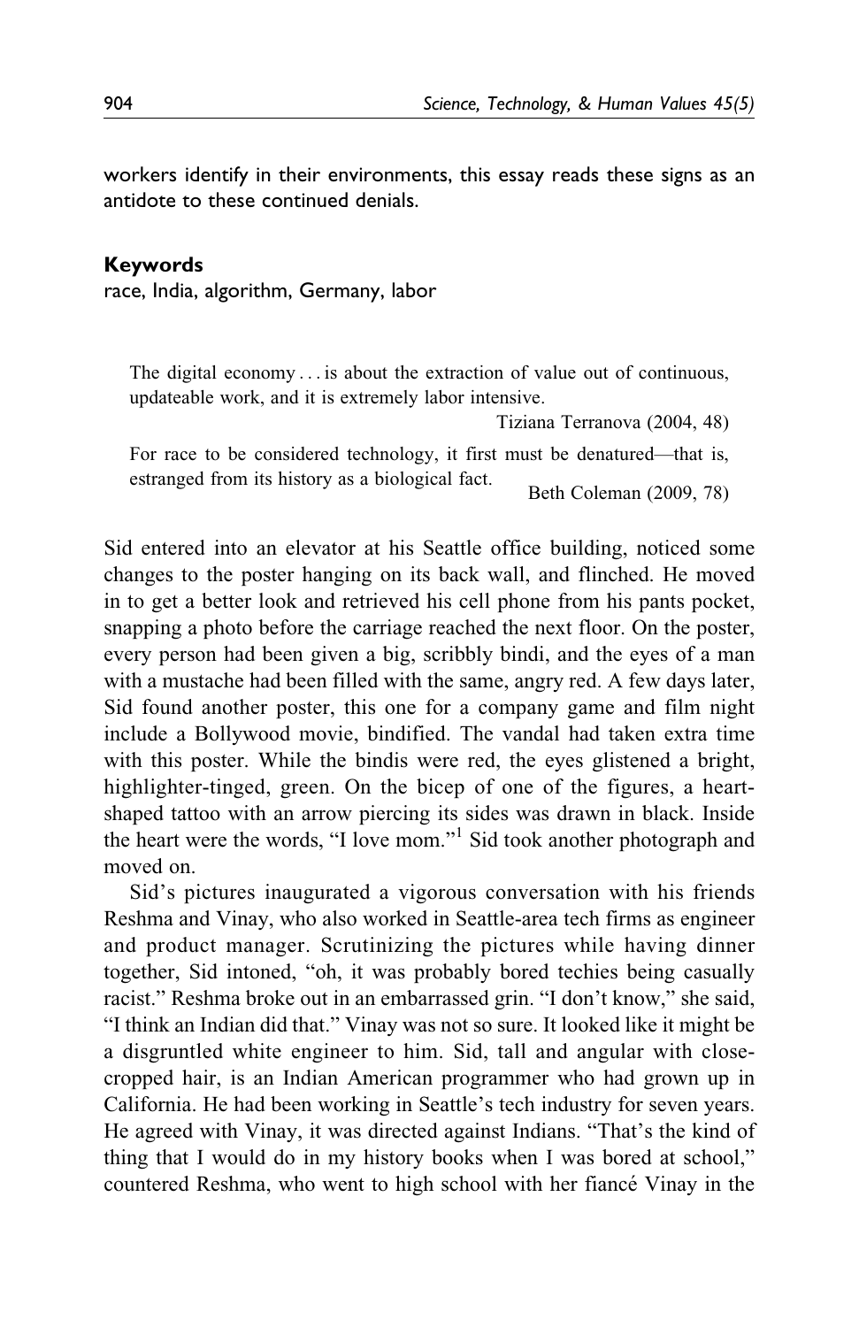workers identify in their environments, this essay reads these signs as an antidote to these continued denials.

### Keywords

race, India, algorithm, Germany, labor

> The digital economy . . . is about the extraction of value out of continuous, updateable work, and it is extremely labor intensive.
>
> Tiziana Terranova (2004, 48)

> For race to be considered technology, it first must be denatured—that is, estranged from its history as a biological fact.
>
> Beth Coleman (2009, 78)

Sid entered into an elevator at his Seattle office building, noticed some changes to the poster hanging on its back wall, and flinched. He moved in to get a better look and retrieved his cell phone from his pants pocket, snapping a photo before the carriage reached the next floor. On the poster, every person had been given a big, scribbly bindi, and the eyes of a man with a mustache had been filled with the same, angry red. A few days later, Sid found another poster, this one for a company game and film night include a Bollywood movie, bindified. The vandal had taken extra time with this poster. While the bindis were red, the eyes glistened a bright, highlighter-tinged, green. On the bicep of one of the figures, a heart-shaped tattoo with an arrow piercing its sides was drawn in black. Inside the heart were the words, "I love mom."[1] Sid took another photograph and moved on.

Sid's pictures inaugurated a vigorous conversation with his friends Reshma and Vinay, who also worked in Seattle-area tech firms as engineer and product manager. Scrutinizing the pictures while having dinner together, Sid intoned, "oh, it was probably bored techies being casually racist." Reshma broke out in an embarrassed grin. "I don't know," she said, "I think an Indian did that." Vinay was not so sure. It looked like it might be a disgruntled white engineer to him. Sid, tall and angular with close-cropped hair, is an Indian American programmer who had grown up in California. He had been working in Seattle's tech industry for seven years. He agreed with Vinay, it was directed against Indians. "That's the kind of thing that I would do in my history books when I was bored at school," countered Reshma, who went to high school with her fiancé Vinay in the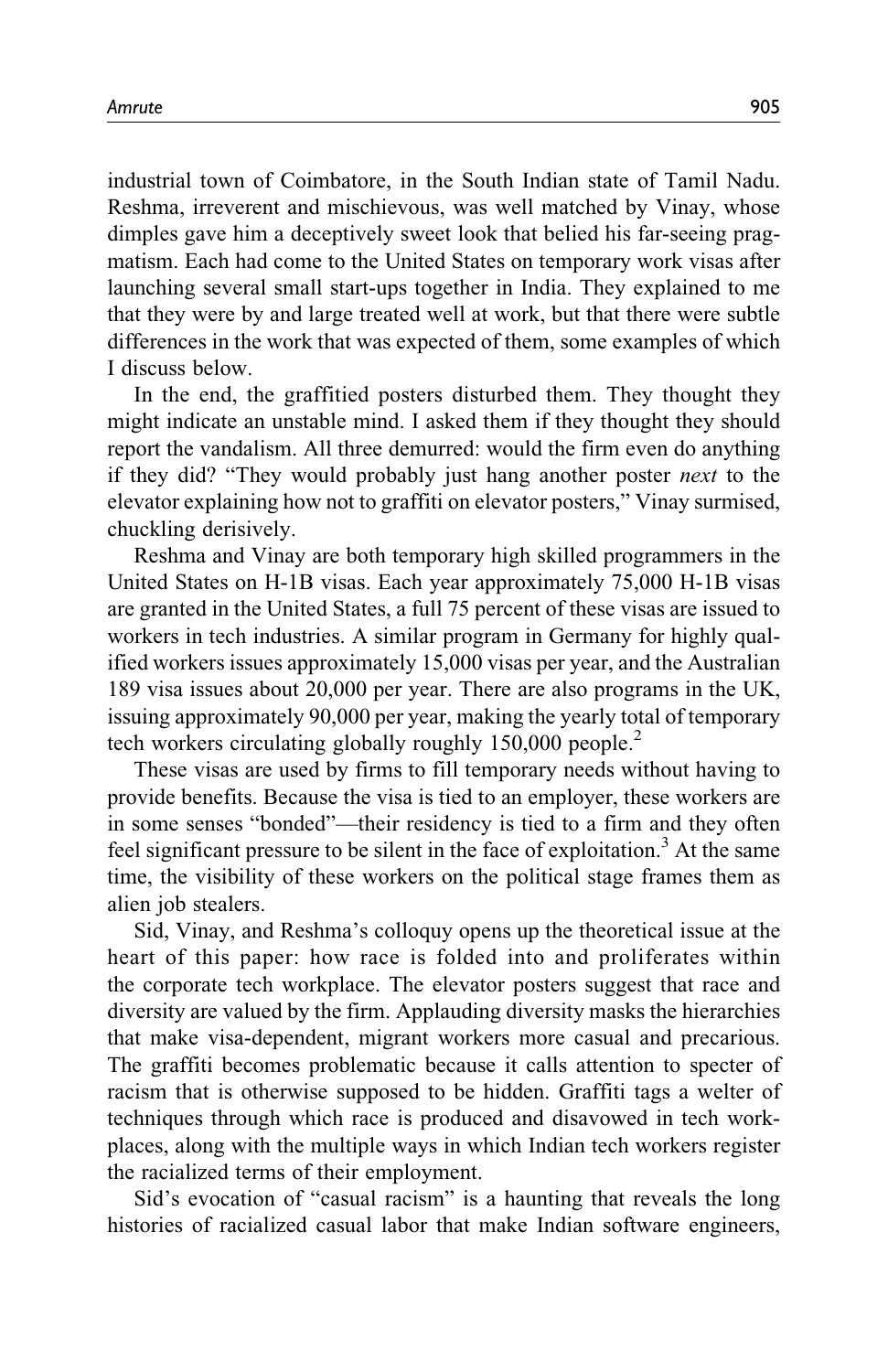industrial town of Coimbatore, in the South Indian state of Tamil Nadu. Reshma, irreverent and mischievous, was well matched by Vinay, whose dimples gave him a deceptively sweet look that belied his far-seeing pragmatism. Each had come to the United States on temporary work visas after launching several small start-ups together in India. They explained to me that they were by and large treated well at work, but that there were subtle differences in the work that was expected of them, some examples of which I discuss below.

In the end, the graffitied posters disturbed them. They thought they might indicate an unstable mind. I asked them if they thought they should report the vandalism. All three demurred: would the firm even do anything if they did? "They would probably just hang another poster *next* to the elevator explaining how not to graffiti on elevator posters," Vinay surmised, chuckling derisively.

Reshma and Vinay are both temporary high skilled programmers in the United States on H-1B visas. Each year approximately 75,000 H-1B visas are granted in the United States, a full 75 percent of these visas are issued to workers in tech industries. A similar program in Germany for highly qualified workers issues approximately 15,000 visas per year, and the Australian 189 visa issues about 20,000 per year. There are also programs in the UK, issuing approximately 90,000 per year, making the yearly total of temporary tech workers circulating globally roughly 150,000 people.[2]

These visas are used by firms to fill temporary needs without having to provide benefits. Because the visa is tied to an employer, these workers are in some senses "bonded"—their residency is tied to a firm and they often feel significant pressure to be silent in the face of exploitation.[3] At the same time, the visibility of these workers on the political stage frames them as alien job stealers.

Sid, Vinay, and Reshma's colloquy opens up the theoretical issue at the heart of this paper: how race is folded into and proliferates within the corporate tech workplace. The elevator posters suggest that race and diversity are valued by the firm. Applauding diversity masks the hierarchies that make visa-dependent, migrant workers more casual and precarious. The graffiti becomes problematic because it calls attention to specter of racism that is otherwise supposed to be hidden. Graffiti tags a welter of techniques through which race is produced and disavowed in tech workplaces, along with the multiple ways in which Indian tech workers register the racialized terms of their employment.

Sid's evocation of "casual racism" is a haunting that reveals the long histories of racialized casual labor that make Indian software engineers,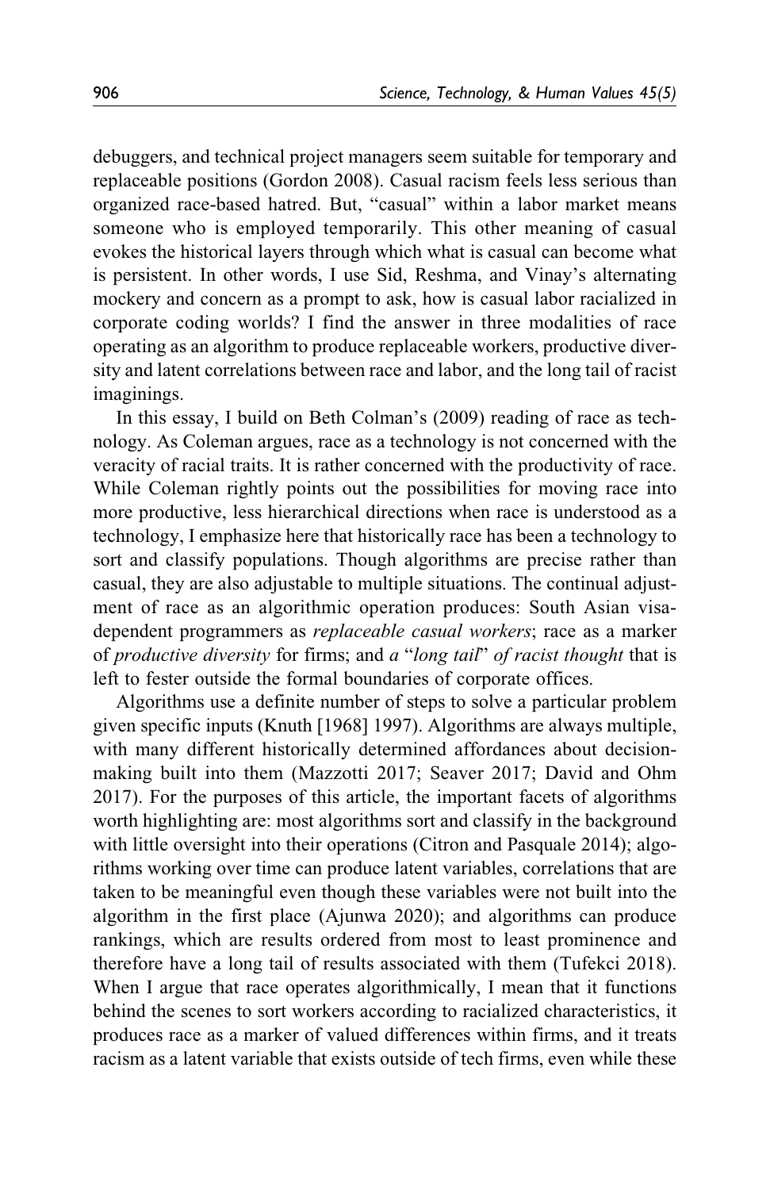debuggers, and technical project managers seem suitable for temporary and replaceable positions (Gordon 2008). Casual racism feels less serious than organized race-based hatred. But, "casual" within a labor market means someone who is employed temporarily. This other meaning of casual evokes the historical layers through which what is casual can become what is persistent. In other words, I use Sid, Reshma, and Vinay's alternating mockery and concern as a prompt to ask, how is casual labor racialized in corporate coding worlds? I find the answer in three modalities of race operating as an algorithm to produce replaceable workers, productive diversity and latent correlations between race and labor, and the long tail of racist imaginings.

In this essay, I build on Beth Colman's (2009) reading of race as technology. As Coleman argues, race as a technology is not concerned with the veracity of racial traits. It is rather concerned with the productivity of race. While Coleman rightly points out the possibilities for moving race into more productive, less hierarchical directions when race is understood as a technology, I emphasize here that historically race has been a technology to sort and classify populations. Though algorithms are precise rather than casual, they are also adjustable to multiple situations. The continual adjustment of race as an algorithmic operation produces: South Asian visa-dependent programmers as *replaceable casual workers*; race as a marker of *productive diversity* for firms; and *a "long tail" of racist thought* that is left to fester outside the formal boundaries of corporate offices.

Algorithms use a definite number of steps to solve a particular problem given specific inputs (Knuth [1968] 1997). Algorithms are always multiple, with many different historically determined affordances about decision-making built into them (Mazzotti 2017; Seaver 2017; David and Ohm 2017). For the purposes of this article, the important facets of algorithms worth highlighting are: most algorithms sort and classify in the background with little oversight into their operations (Citron and Pasquale 2014); algorithms working over time can produce latent variables, correlations that are taken to be meaningful even though these variables were not built into the algorithm in the first place (Ajunwa 2020); and algorithms can produce rankings, which are results ordered from most to least prominence and therefore have a long tail of results associated with them (Tufekci 2018). When I argue that race operates algorithmically, I mean that it functions behind the scenes to sort workers according to racialized characteristics, it produces race as a marker of valued differences within firms, and it treats racism as a latent variable that exists outside of tech firms, even while these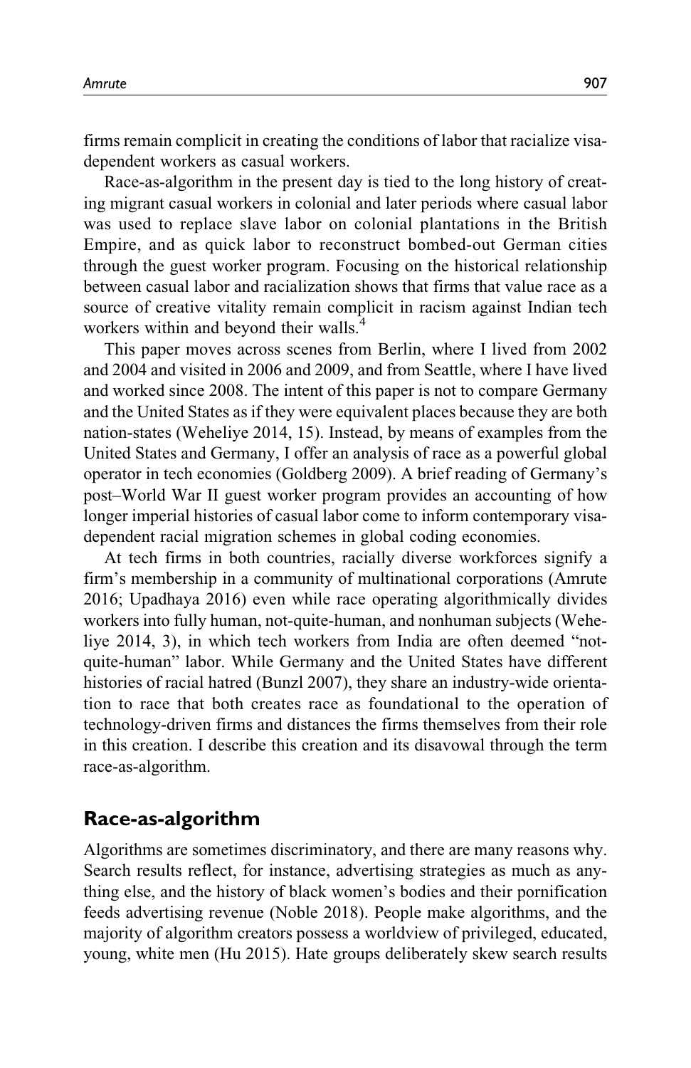firms remain complicit in creating the conditions of labor that racialize visa-dependent workers as casual workers.

Race-as-algorithm in the present day is tied to the long history of creating migrant casual workers in colonial and later periods where casual labor was used to replace slave labor on colonial plantations in the British Empire, and as quick labor to reconstruct bombed-out German cities through the guest worker program. Focusing on the historical relationship between casual labor and racialization shows that firms that value race as a source of creative vitality remain complicit in racism against Indian tech workers within and beyond their walls.[4]

This paper moves across scenes from Berlin, where I lived from 2002 and 2004 and visited in 2006 and 2009, and from Seattle, where I have lived and worked since 2008. The intent of this paper is not to compare Germany and the United States as if they were equivalent places because they are both nation-states (Weheliye 2014, 15). Instead, by means of examples from the United States and Germany, I offer an analysis of race as a powerful global operator in tech economies (Goldberg 2009). A brief reading of Germany's post–World War II guest worker program provides an accounting of how longer imperial histories of casual labor come to inform contemporary visa-dependent racial migration schemes in global coding economies.

At tech firms in both countries, racially diverse workforces signify a firm's membership in a community of multinational corporations (Amrute 2016; Upadhaya 2016) even while race operating algorithmically divides workers into fully human, not-quite-human, and nonhuman subjects (Weheliye 2014, 3), in which tech workers from India are often deemed "not-quite-human" labor. While Germany and the United States have different histories of racial hatred (Bunzl 2007), they share an industry-wide orientation to race that both creates race as foundational to the operation of technology-driven firms and distances the firms themselves from their role in this creation. I describe this creation and its disavowal through the term race-as-algorithm.

## Race-as-algorithm

Algorithms are sometimes discriminatory, and there are many reasons why. Search results reflect, for instance, advertising strategies as much as anything else, and the history of black women's bodies and their pornification feeds advertising revenue (Noble 2018). People make algorithms, and the majority of algorithm creators possess a worldview of privileged, educated, young, white men (Hu 2015). Hate groups deliberately skew search results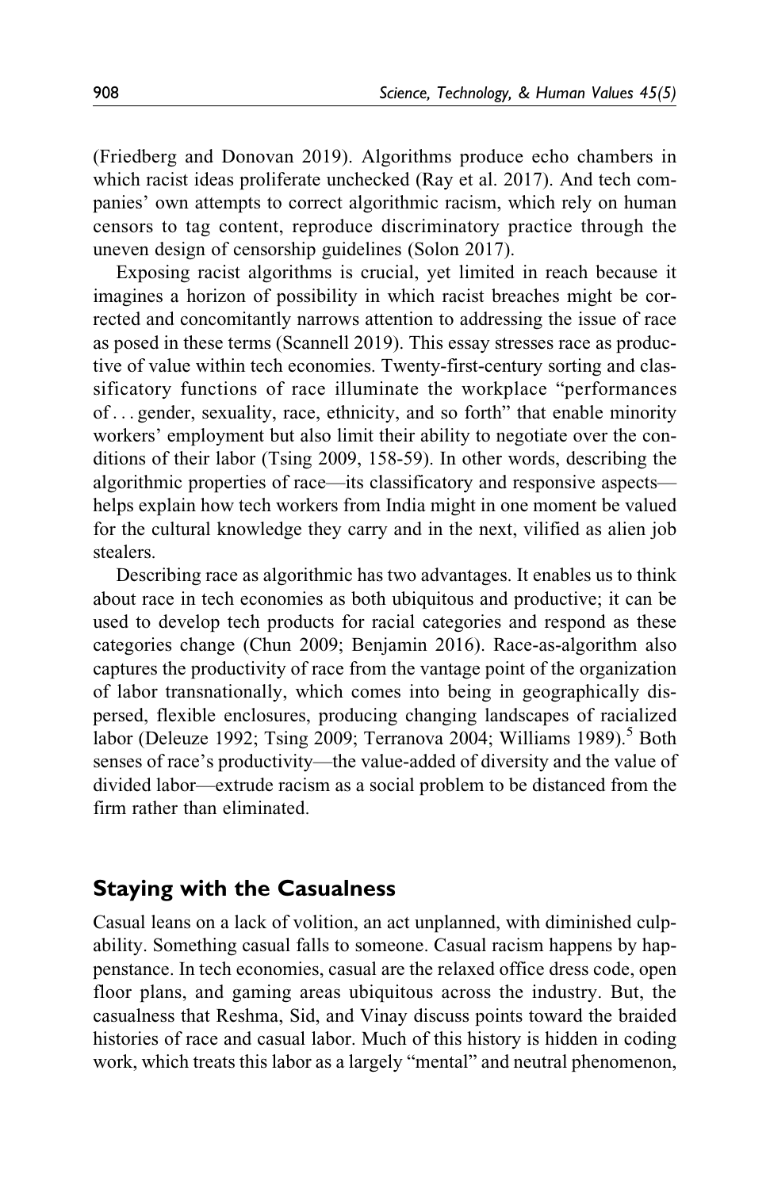(Friedberg and Donovan 2019). Algorithms produce echo chambers in which racist ideas proliferate unchecked (Ray et al. 2017). And tech companies' own attempts to correct algorithmic racism, which rely on human censors to tag content, reproduce discriminatory practice through the uneven design of censorship guidelines (Solon 2017).

Exposing racist algorithms is crucial, yet limited in reach because it imagines a horizon of possibility in which racist breaches might be corrected and concomitantly narrows attention to addressing the issue of race as posed in these terms (Scannell 2019). This essay stresses race as productive of value within tech economies. Twenty-first-century sorting and classificatory functions of race illuminate the workplace "performances of . . . gender, sexuality, race, ethnicity, and so forth" that enable minority workers' employment but also limit their ability to negotiate over the conditions of their labor (Tsing 2009, 158-59). In other words, describing the algorithmic properties of race—its classificatory and responsive aspects—helps explain how tech workers from India might in one moment be valued for the cultural knowledge they carry and in the next, vilified as alien job stealers.

Describing race as algorithmic has two advantages. It enables us to think about race in tech economies as both ubiquitous and productive; it can be used to develop tech products for racial categories and respond as these categories change (Chun 2009; Benjamin 2016). Race-as-algorithm also captures the productivity of race from the vantage point of the organization of labor transnationally, which comes into being in geographically dispersed, flexible enclosures, producing changing landscapes of racialized labor (Deleuze 1992; Tsing 2009; Terranova 2004; Williams 1989).[5] Both senses of race's productivity—the value-added of diversity and the value of divided labor—extrude racism as a social problem to be distanced from the firm rather than eliminated.

## Staying with the Casualness

Casual leans on a lack of volition, an act unplanned, with diminished culpability. Something casual falls to someone. Casual racism happens by happenstance. In tech economies, casual are the relaxed office dress code, open floor plans, and gaming areas ubiquitous across the industry. But, the casualness that Reshma, Sid, and Vinay discuss points toward the braided histories of race and casual labor. Much of this history is hidden in coding work, which treats this labor as a largely "mental" and neutral phenomenon,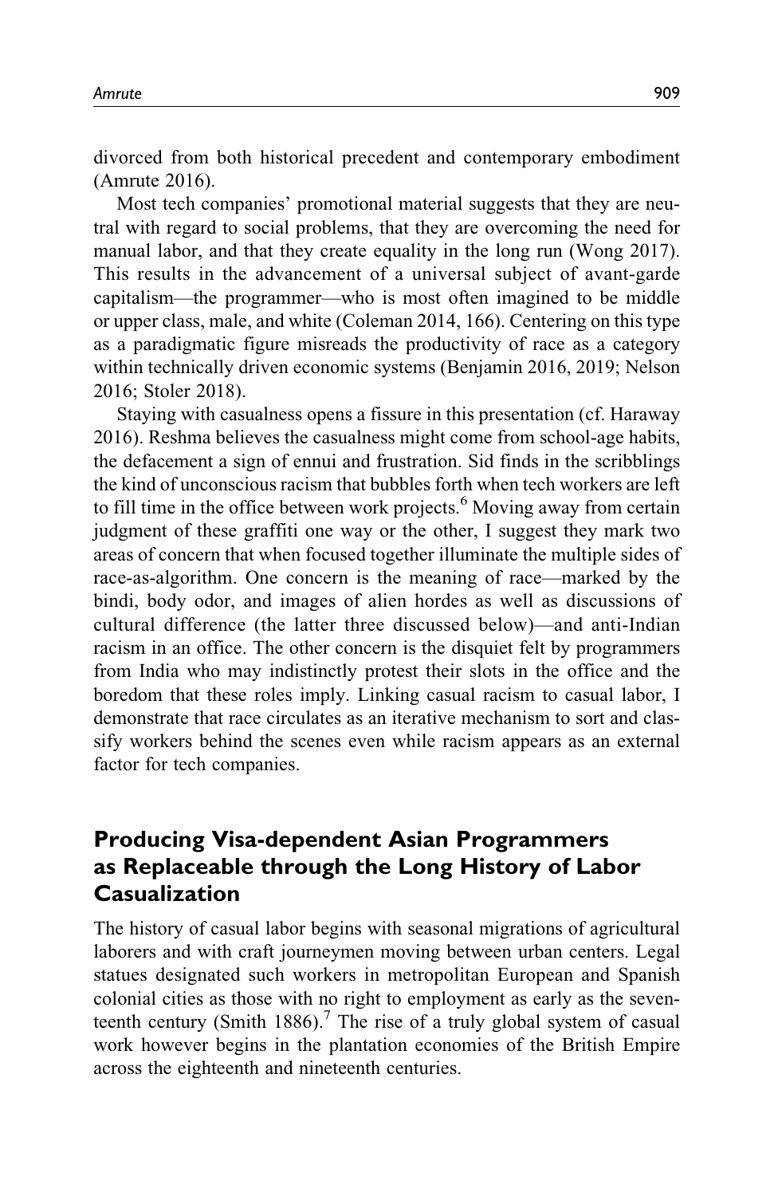divorced from both historical precedent and contemporary embodiment (Amrute 2016).

Most tech companies' promotional material suggests that they are neutral with regard to social problems, that they are overcoming the need for manual labor, and that they create equality in the long run (Wong 2017). This results in the advancement of a universal subject of avant-garde capitalism—the programmer—who is most often imagined to be middle or upper class, male, and white (Coleman 2014, 166). Centering on this type as a paradigmatic figure misreads the productivity of race as a category within technically driven economic systems (Benjamin 2016, 2019; Nelson 2016; Stoler 2018).

Staying with casualness opens a fissure in this presentation (cf. Haraway 2016). Reshma believes the casualness might come from school-age habits, the defacement a sign of ennui and frustration. Sid finds in the scribblings the kind of unconscious racism that bubbles forth when tech workers are left to fill time in the office between work projects.[6] Moving away from certain judgment of these graffiti one way or the other, I suggest they mark two areas of concern that when focused together illuminate the multiple sides of race-as-algorithm. One concern is the meaning of race—marked by the bindi, body odor, and images of alien hordes as well as discussions of cultural difference (the latter three discussed below)—and anti-Indian racism in an office. The other concern is the disquiet felt by programmers from India who may indistinctly protest their slots in the office and the boredom that these roles imply. Linking casual racism to casual labor, I demonstrate that race circulates as an iterative mechanism to sort and classify workers behind the scenes even while racism appears as an external factor for tech companies.

## Producing Visa-dependent Asian Programmers as Replaceable through the Long History of Labor Casualization

The history of casual labor begins with seasonal migrations of agricultural laborers and with craft journeymen moving between urban centers. Legal statues designated such workers in metropolitan European and Spanish colonial cities as those with no right to employment as early as the seventeenth century (Smith 1886).[7] The rise of a truly global system of casual work however begins in the plantation economies of the British Empire across the eighteenth and nineteenth centuries.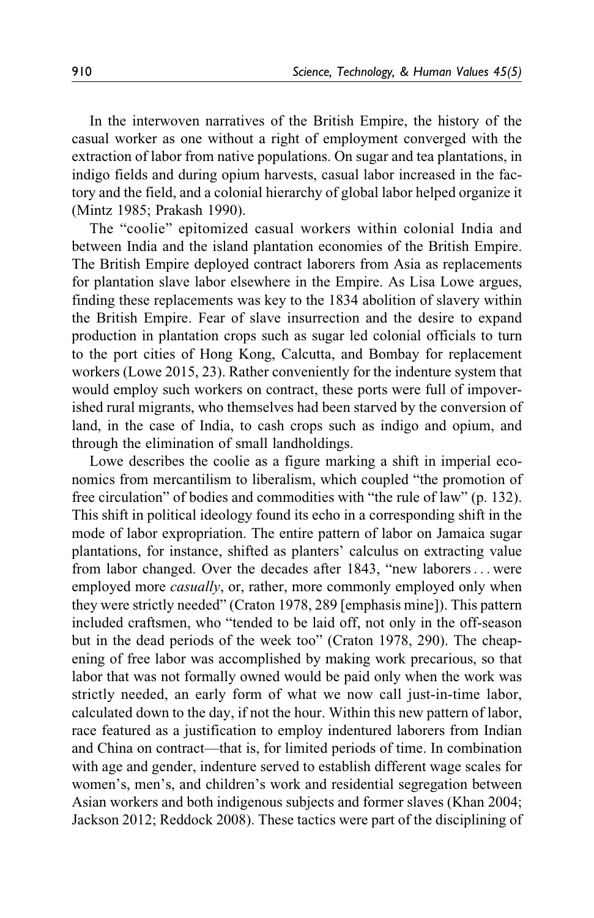In the interwoven narratives of the British Empire, the history of the casual worker as one without a right of employment converged with the extraction of labor from native populations. On sugar and tea plantations, in indigo fields and during opium harvests, casual labor increased in the factory and the field, and a colonial hierarchy of global labor helped organize it (Mintz 1985; Prakash 1990).

The "coolie" epitomized casual workers within colonial India and between India and the island plantation economies of the British Empire. The British Empire deployed contract laborers from Asia as replacements for plantation slave labor elsewhere in the Empire. As Lisa Lowe argues, finding these replacements was key to the 1834 abolition of slavery within the British Empire. Fear of slave insurrection and the desire to expand production in plantation crops such as sugar led colonial officials to turn to the port cities of Hong Kong, Calcutta, and Bombay for replacement workers (Lowe 2015, 23). Rather conveniently for the indenture system that would employ such workers on contract, these ports were full of impoverished rural migrants, who themselves had been starved by the conversion of land, in the case of India, to cash crops such as indigo and opium, and through the elimination of small landholdings.

Lowe describes the coolie as a figure marking a shift in imperial economics from mercantilism to liberalism, which coupled "the promotion of free circulation" of bodies and commodities with "the rule of law" (p. 132). This shift in political ideology found its echo in a corresponding shift in the mode of labor expropriation. The entire pattern of labor on Jamaica sugar plantations, for instance, shifted as planters' calculus on extracting value from labor changed. Over the decades after 1843, "new laborers . . . were employed more *casually*, or, rather, more commonly employed only when they were strictly needed" (Craton 1978, 289 [emphasis mine]). This pattern included craftsmen, who "tended to be laid off, not only in the off-season but in the dead periods of the week too" (Craton 1978, 290). The cheapening of free labor was accomplished by making work precarious, so that labor that was not formally owned would be paid only when the work was strictly needed, an early form of what we now call just-in-time labor, calculated down to the day, if not the hour. Within this new pattern of labor, race featured as a justification to employ indentured laborers from Indian and China on contract—that is, for limited periods of time. In combination with age and gender, indenture served to establish different wage scales for women's, men's, and children's work and residential segregation between Asian workers and both indigenous subjects and former slaves (Khan 2004; Jackson 2012; Reddock 2008). These tactics were part of the disciplining of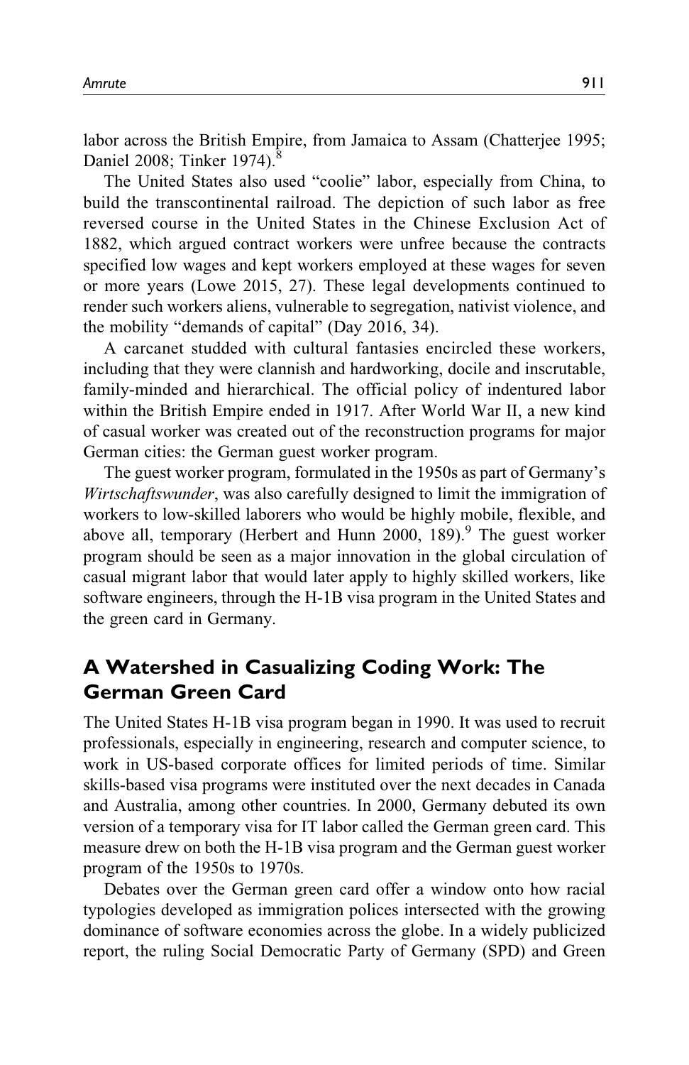labor across the British Empire, from Jamaica to Assam (Chatterjee 1995; Daniel 2008; Tinker 1974).[8]

The United States also used "coolie" labor, especially from China, to build the transcontinental railroad. The depiction of such labor as free reversed course in the United States in the Chinese Exclusion Act of 1882, which argued contract workers were unfree because the contracts specified low wages and kept workers employed at these wages for seven or more years (Lowe 2015, 27). These legal developments continued to render such workers aliens, vulnerable to segregation, nativist violence, and the mobility "demands of capital" (Day 2016, 34).

A carcanet studded with cultural fantasies encircled these workers, including that they were clannish and hardworking, docile and inscrutable, family-minded and hierarchical. The official policy of indentured labor within the British Empire ended in 1917. After World War II, a new kind of casual worker was created out of the reconstruction programs for major German cities: the German guest worker program.

The guest worker program, formulated in the 1950s as part of Germany's *Wirtschaftswunder*, was also carefully designed to limit the immigration of workers to low-skilled laborers who would be highly mobile, flexible, and above all, temporary (Herbert and Hunn 2000, 189).[9] The guest worker program should be seen as a major innovation in the global circulation of casual migrant labor that would later apply to highly skilled workers, like software engineers, through the H-1B visa program in the United States and the green card in Germany.

## A Watershed in Casualizing Coding Work: The German Green Card

The United States H-1B visa program began in 1990. It was used to recruit professionals, especially in engineering, research and computer science, to work in US-based corporate offices for limited periods of time. Similar skills-based visa programs were instituted over the next decades in Canada and Australia, among other countries. In 2000, Germany debuted its own version of a temporary visa for IT labor called the German green card. This measure drew on both the H-1B visa program and the German guest worker program of the 1950s to 1970s.

Debates over the German green card offer a window onto how racial typologies developed as immigration polices intersected with the growing dominance of software economies across the globe. In a widely publicized report, the ruling Social Democratic Party of Germany (SPD) and Green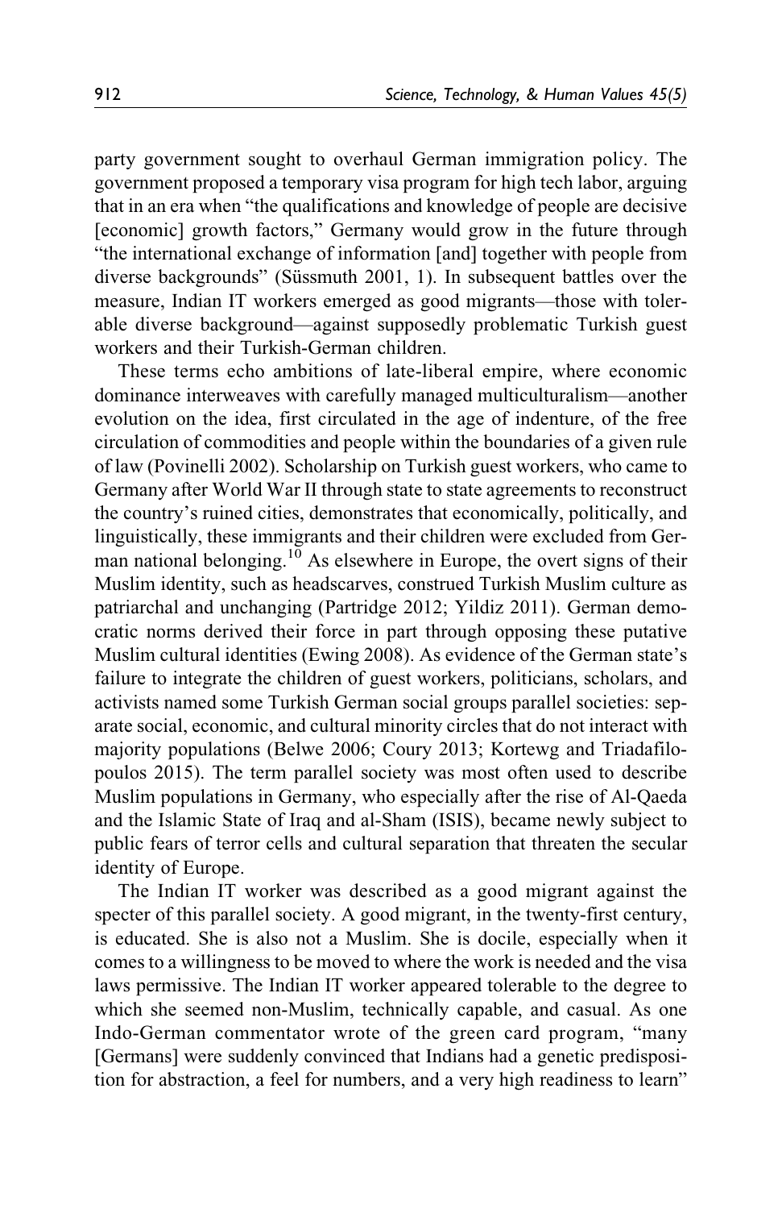party government sought to overhaul German immigration policy. The government proposed a temporary visa program for high tech labor, arguing that in an era when "the qualifications and knowledge of people are decisive [economic] growth factors," Germany would grow in the future through "the international exchange of information [and] together with people from diverse backgrounds" (Süssmuth 2001, 1). In subsequent battles over the measure, Indian IT workers emerged as good migrants—those with tolerable diverse background—against supposedly problematic Turkish guest workers and their Turkish-German children.

These terms echo ambitions of late-liberal empire, where economic dominance interweaves with carefully managed multiculturalism—another evolution on the idea, first circulated in the age of indenture, of the free circulation of commodities and people within the boundaries of a given rule of law (Povinelli 2002). Scholarship on Turkish guest workers, who came to Germany after World War II through state to state agreements to reconstruct the country's ruined cities, demonstrates that economically, politically, and linguistically, these immigrants and their children were excluded from German national belonging.[10] As elsewhere in Europe, the overt signs of their Muslim identity, such as headscarves, construed Turkish Muslim culture as patriarchal and unchanging (Partridge 2012; Yildiz 2011). German democratic norms derived their force in part through opposing these putative Muslim cultural identities (Ewing 2008). As evidence of the German state's failure to integrate the children of guest workers, politicians, scholars, and activists named some Turkish German social groups parallel societies: separate social, economic, and cultural minority circles that do not interact with majority populations (Belwe 2006; Coury 2013; Kortewg and Triadafilopoulos 2015). The term parallel society was most often used to describe Muslim populations in Germany, who especially after the rise of Al-Qaeda and the Islamic State of Iraq and al-Sham (ISIS), became newly subject to public fears of terror cells and cultural separation that threaten the secular identity of Europe.

The Indian IT worker was described as a good migrant against the specter of this parallel society. A good migrant, in the twenty-first century, is educated. She is also not a Muslim. She is docile, especially when it comes to a willingness to be moved to where the work is needed and the visa laws permissive. The Indian IT worker appeared tolerable to the degree to which she seemed non-Muslim, technically capable, and casual. As one Indo-German commentator wrote of the green card program, "many [Germans] were suddenly convinced that Indians had a genetic predisposition for abstraction, a feel for numbers, and a very high readiness to learn"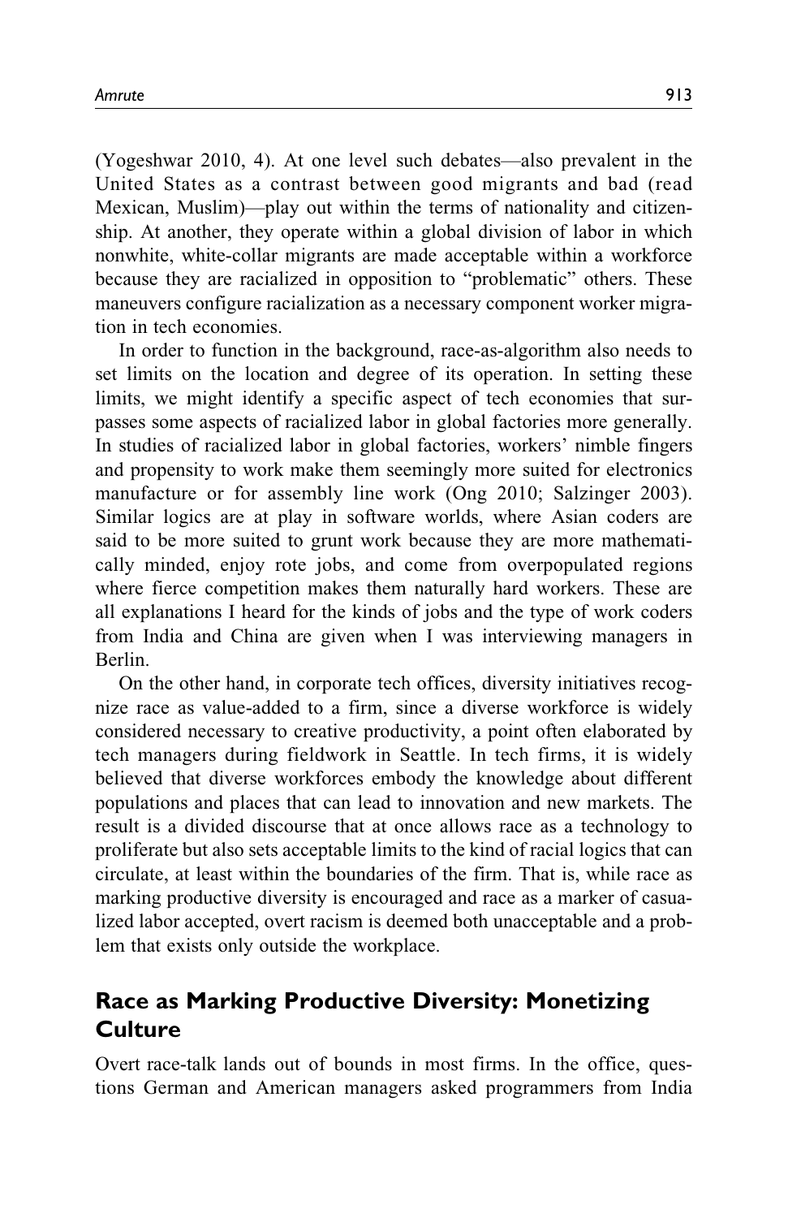(Yogeshwar 2010, 4). At one level such debates—also prevalent in the United States as a contrast between good migrants and bad (read Mexican, Muslim)—play out within the terms of nationality and citizenship. At another, they operate within a global division of labor in which nonwhite, white-collar migrants are made acceptable within a workforce because they are racialized in opposition to "problematic" others. These maneuvers configure racialization as a necessary component worker migration in tech economies.

In order to function in the background, race-as-algorithm also needs to set limits on the location and degree of its operation. In setting these limits, we might identify a specific aspect of tech economies that surpasses some aspects of racialized labor in global factories more generally. In studies of racialized labor in global factories, workers' nimble fingers and propensity to work make them seemingly more suited for electronics manufacture or for assembly line work (Ong 2010; Salzinger 2003). Similar logics are at play in software worlds, where Asian coders are said to be more suited to grunt work because they are more mathematically minded, enjoy rote jobs, and come from overpopulated regions where fierce competition makes them naturally hard workers. These are all explanations I heard for the kinds of jobs and the type of work coders from India and China are given when I was interviewing managers in Berlin.

On the other hand, in corporate tech offices, diversity initiatives recognize race as value-added to a firm, since a diverse workforce is widely considered necessary to creative productivity, a point often elaborated by tech managers during fieldwork in Seattle. In tech firms, it is widely believed that diverse workforces embody the knowledge about different populations and places that can lead to innovation and new markets. The result is a divided discourse that at once allows race as a technology to proliferate but also sets acceptable limits to the kind of racial logics that can circulate, at least within the boundaries of the firm. That is, while race as marking productive diversity is encouraged and race as a marker of casualized labor accepted, overt racism is deemed both unacceptable and a problem that exists only outside the workplace.

## Race as Marking Productive Diversity: Monetizing Culture

Overt race-talk lands out of bounds in most firms. In the office, questions German and American managers asked programmers from India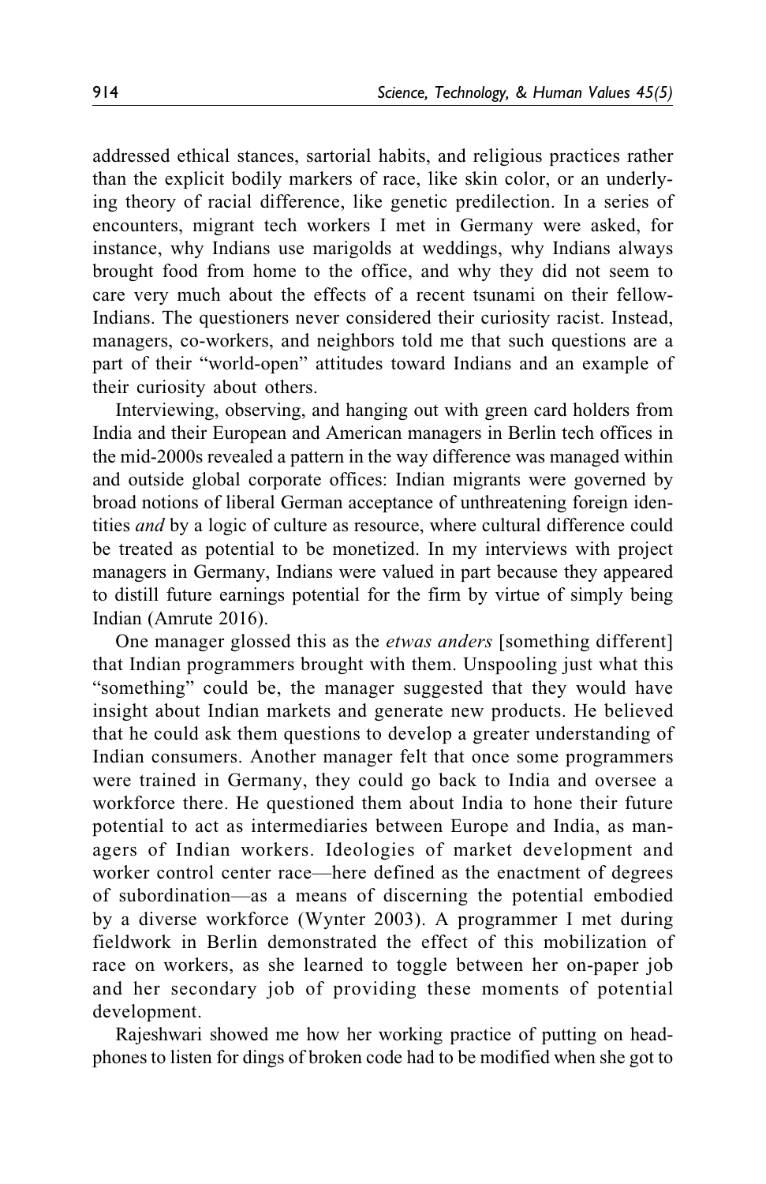addressed ethical stances, sartorial habits, and religious practices rather than the explicit bodily markers of race, like skin color, or an underlying theory of racial difference, like genetic predilection. In a series of encounters, migrant tech workers I met in Germany were asked, for instance, why Indians use marigolds at weddings, why Indians always brought food from home to the office, and why they did not seem to care very much about the effects of a recent tsunami on their fellow-Indians. The questioners never considered their curiosity racist. Instead, managers, co-workers, and neighbors told me that such questions are a part of their "world-open" attitudes toward Indians and an example of their curiosity about others.

Interviewing, observing, and hanging out with green card holders from India and their European and American managers in Berlin tech offices in the mid-2000s revealed a pattern in the way difference was managed within and outside global corporate offices: Indian migrants were governed by broad notions of liberal German acceptance of unthreatening foreign identities *and* by a logic of culture as resource, where cultural difference could be treated as potential to be monetized. In my interviews with project managers in Germany, Indians were valued in part because they appeared to distill future earnings potential for the firm by virtue of simply being Indian (Amrute 2016).

One manager glossed this as the *etwas anders* [something different] that Indian programmers brought with them. Unspooling just what this "something" could be, the manager suggested that they would have insight about Indian markets and generate new products. He believed that he could ask them questions to develop a greater understanding of Indian consumers. Another manager felt that once some programmers were trained in Germany, they could go back to India and oversee a workforce there. He questioned them about India to hone their future potential to act as intermediaries between Europe and India, as managers of Indian workers. Ideologies of market development and worker control center race—here defined as the enactment of degrees of subordination—as a means of discerning the potential embodied by a diverse workforce (Wynter 2003). A programmer I met during fieldwork in Berlin demonstrated the effect of this mobilization of race on workers, as she learned to toggle between her on-paper job and her secondary job of providing these moments of potential development.

Rajeshwari showed me how her working practice of putting on headphones to listen for dings of broken code had to be modified when she got to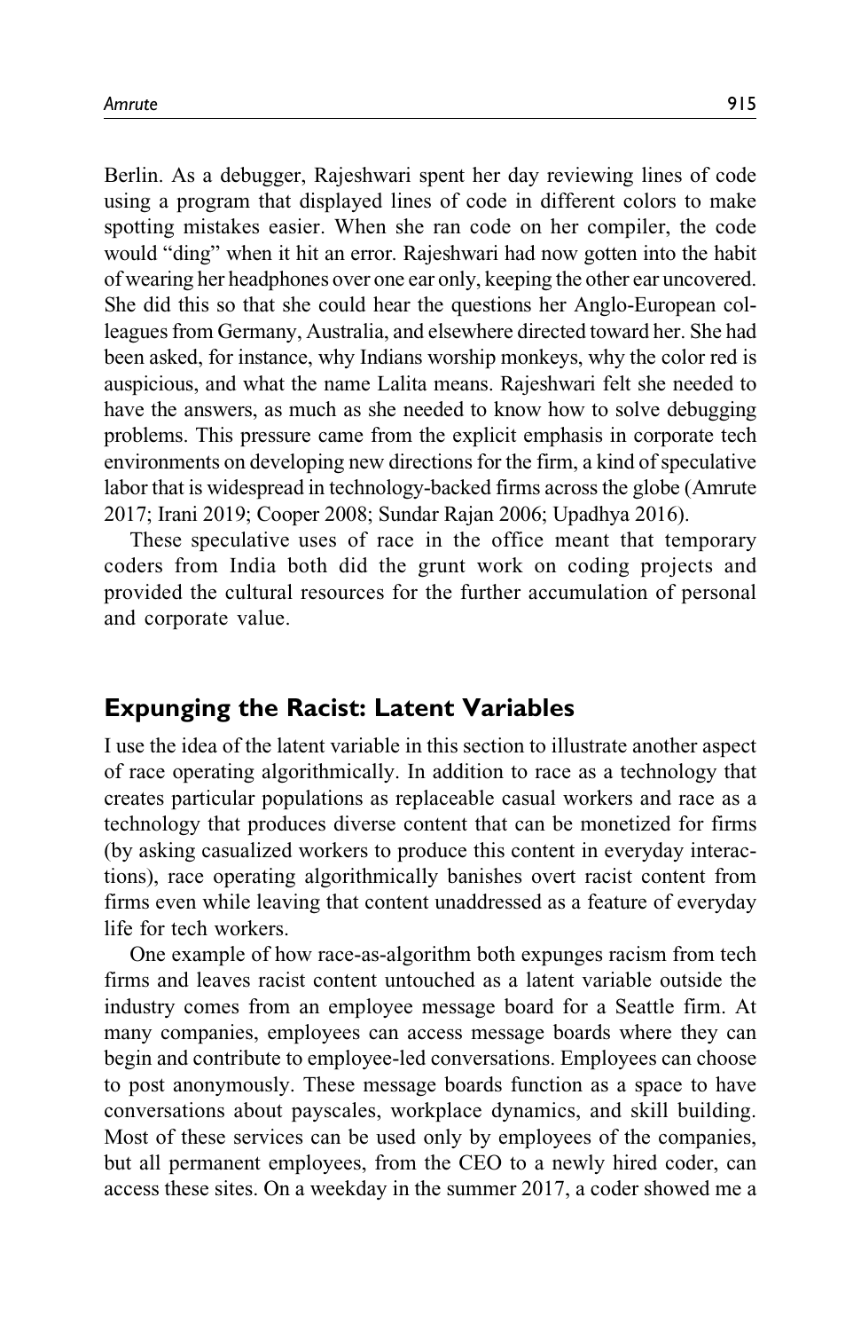Berlin. As a debugger, Rajeshwari spent her day reviewing lines of code using a program that displayed lines of code in different colors to make spotting mistakes easier. When she ran code on her compiler, the code would "ding" when it hit an error. Rajeshwari had now gotten into the habit of wearing her headphones over one ear only, keeping the other ear uncovered. She did this so that she could hear the questions her Anglo-European colleagues from Germany, Australia, and elsewhere directed toward her. She had been asked, for instance, why Indians worship monkeys, why the color red is auspicious, and what the name Lalita means. Rajeshwari felt she needed to have the answers, as much as she needed to know how to solve debugging problems. This pressure came from the explicit emphasis in corporate tech environments on developing new directions for the firm, a kind of speculative labor that is widespread in technology-backed firms across the globe (Amrute 2017; Irani 2019; Cooper 2008; Sundar Rajan 2006; Upadhya 2016).

These speculative uses of race in the office meant that temporary coders from India both did the grunt work on coding projects and provided the cultural resources for the further accumulation of personal and corporate value.

## Expunging the Racist: Latent Variables

I use the idea of the latent variable in this section to illustrate another aspect of race operating algorithmically. In addition to race as a technology that creates particular populations as replaceable casual workers and race as a technology that produces diverse content that can be monetized for firms (by asking casualized workers to produce this content in everyday interactions), race operating algorithmically banishes overt racist content from firms even while leaving that content unaddressed as a feature of everyday life for tech workers.

One example of how race-as-algorithm both expunges racism from tech firms and leaves racist content untouched as a latent variable outside the industry comes from an employee message board for a Seattle firm. At many companies, employees can access message boards where they can begin and contribute to employee-led conversations. Employees can choose to post anonymously. These message boards function as a space to have conversations about payscales, workplace dynamics, and skill building. Most of these services can be used only by employees of the companies, but all permanent employees, from the CEO to a newly hired coder, can access these sites. On a weekday in the summer 2017, a coder showed me a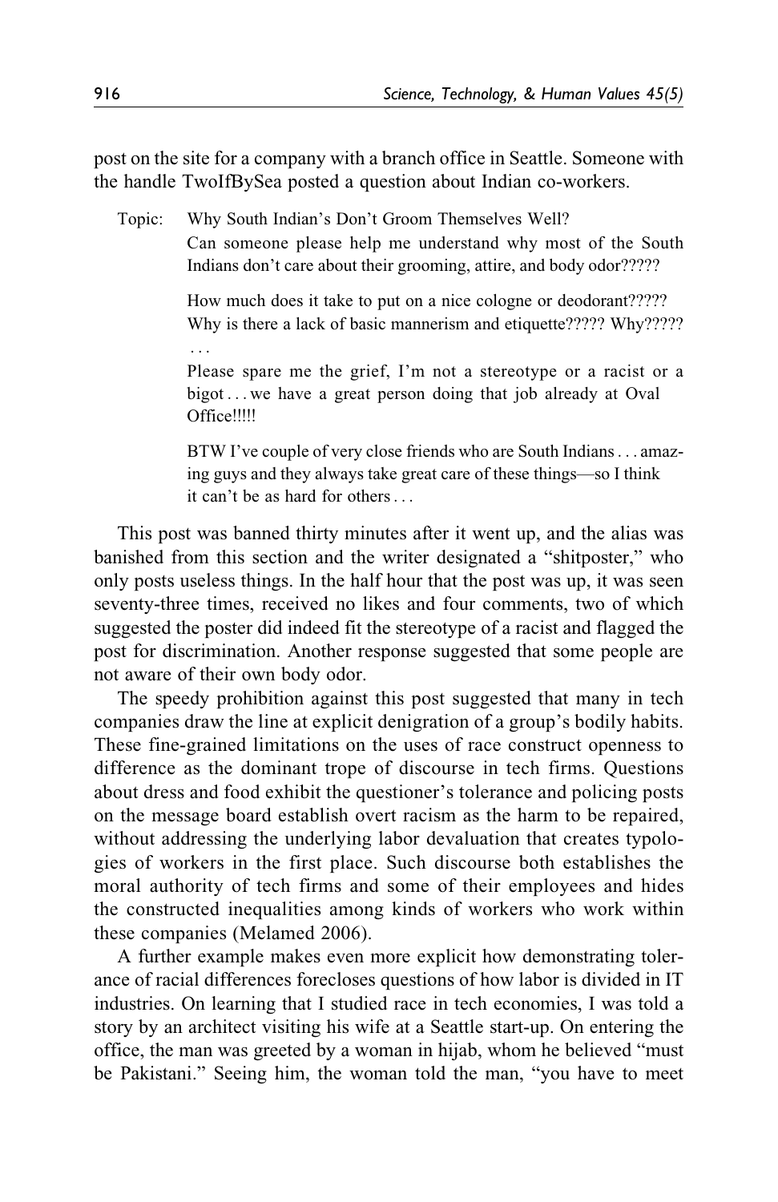post on the site for a company with a branch office in Seattle. Someone with the handle TwoIfBySea posted a question about Indian co-workers.

> Topic: Why South Indian's Don't Groom Themselves Well?
> Can someone please help me understand why most of the South Indians don't care about their grooming, attire, and body odor?????
>
> How much does it take to put on a nice cologne or deodorant????? Why is there a lack of basic mannerism and etiquette????? Why?????
> ...
> Please spare me the grief, I'm not a stereotype or a racist or a bigot . . . we have a great person doing that job already at Oval Office!!!!!
>
> BTW I've couple of very close friends who are South Indians . . . amazing guys and they always take great care of these things—so I think it can't be as hard for others . . .

This post was banned thirty minutes after it went up, and the alias was banished from this section and the writer designated a "shitposter," who only posts useless things. In the half hour that the post was up, it was seen seventy-three times, received no likes and four comments, two of which suggested the poster did indeed fit the stereotype of a racist and flagged the post for discrimination. Another response suggested that some people are not aware of their own body odor.

The speedy prohibition against this post suggested that many in tech companies draw the line at explicit denigration of a group's bodily habits. These fine-grained limitations on the uses of race construct openness to difference as the dominant trope of discourse in tech firms. Questions about dress and food exhibit the questioner's tolerance and policing posts on the message board establish overt racism as the harm to be repaired, without addressing the underlying labor devaluation that creates typologies of workers in the first place. Such discourse both establishes the moral authority of tech firms and some of their employees and hides the constructed inequalities among kinds of workers who work within these companies (Melamed 2006).

A further example makes even more explicit how demonstrating tolerance of racial differences forecloses questions of how labor is divided in IT industries. On learning that I studied race in tech economies, I was told a story by an architect visiting his wife at a Seattle start-up. On entering the office, the man was greeted by a woman in hijab, whom he believed "must be Pakistani." Seeing him, the woman told the man, "you have to meet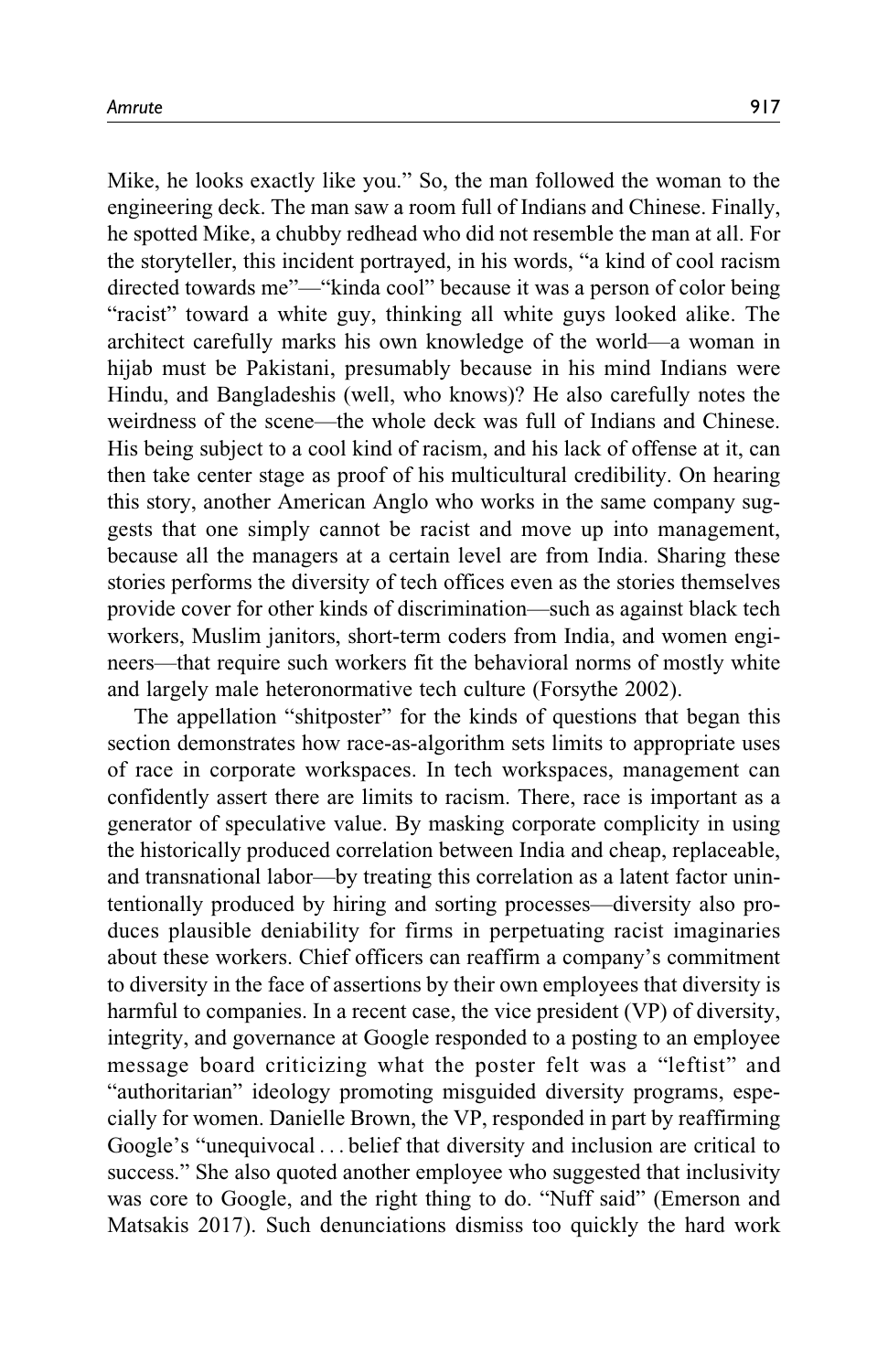Mike, he looks exactly like you." So, the man followed the woman to the engineering deck. The man saw a room full of Indians and Chinese. Finally, he spotted Mike, a chubby redhead who did not resemble the man at all. For the storyteller, this incident portrayed, in his words, "a kind of cool racism directed towards me"—"kinda cool" because it was a person of color being "racist" toward a white guy, thinking all white guys looked alike. The architect carefully marks his own knowledge of the world—a woman in hijab must be Pakistani, presumably because in his mind Indians were Hindu, and Bangladeshis (well, who knows)? He also carefully notes the weirdness of the scene—the whole deck was full of Indians and Chinese. His being subject to a cool kind of racism, and his lack of offense at it, can then take center stage as proof of his multicultural credibility. On hearing this story, another American Anglo who works in the same company suggests that one simply cannot be racist and move up into management, because all the managers at a certain level are from India. Sharing these stories performs the diversity of tech offices even as the stories themselves provide cover for other kinds of discrimination—such as against black tech workers, Muslim janitors, short-term coders from India, and women engineers—that require such workers fit the behavioral norms of mostly white and largely male heteronormative tech culture (Forsythe 2002).

The appellation "shitposter" for the kinds of questions that began this section demonstrates how race-as-algorithm sets limits to appropriate uses of race in corporate workspaces. In tech workspaces, management can confidently assert there are limits to racism. There, race is important as a generator of speculative value. By masking corporate complicity in using the historically produced correlation between India and cheap, replaceable, and transnational labor—by treating this correlation as a latent factor unintentionally produced by hiring and sorting processes—diversity also produces plausible deniability for firms in perpetuating racist imaginaries about these workers. Chief officers can reaffirm a company's commitment to diversity in the face of assertions by their own employees that diversity is harmful to companies. In a recent case, the vice president (VP) of diversity, integrity, and governance at Google responded to a posting to an employee message board criticizing what the poster felt was a "leftist" and "authoritarian" ideology promoting misguided diversity programs, especially for women. Danielle Brown, the VP, responded in part by reaffirming Google's "unequivocal . . . belief that diversity and inclusion are critical to success." She also quoted another employee who suggested that inclusivity was core to Google, and the right thing to do. "Nuff said" (Emerson and Matsakis 2017). Such denunciations dismiss too quickly the hard work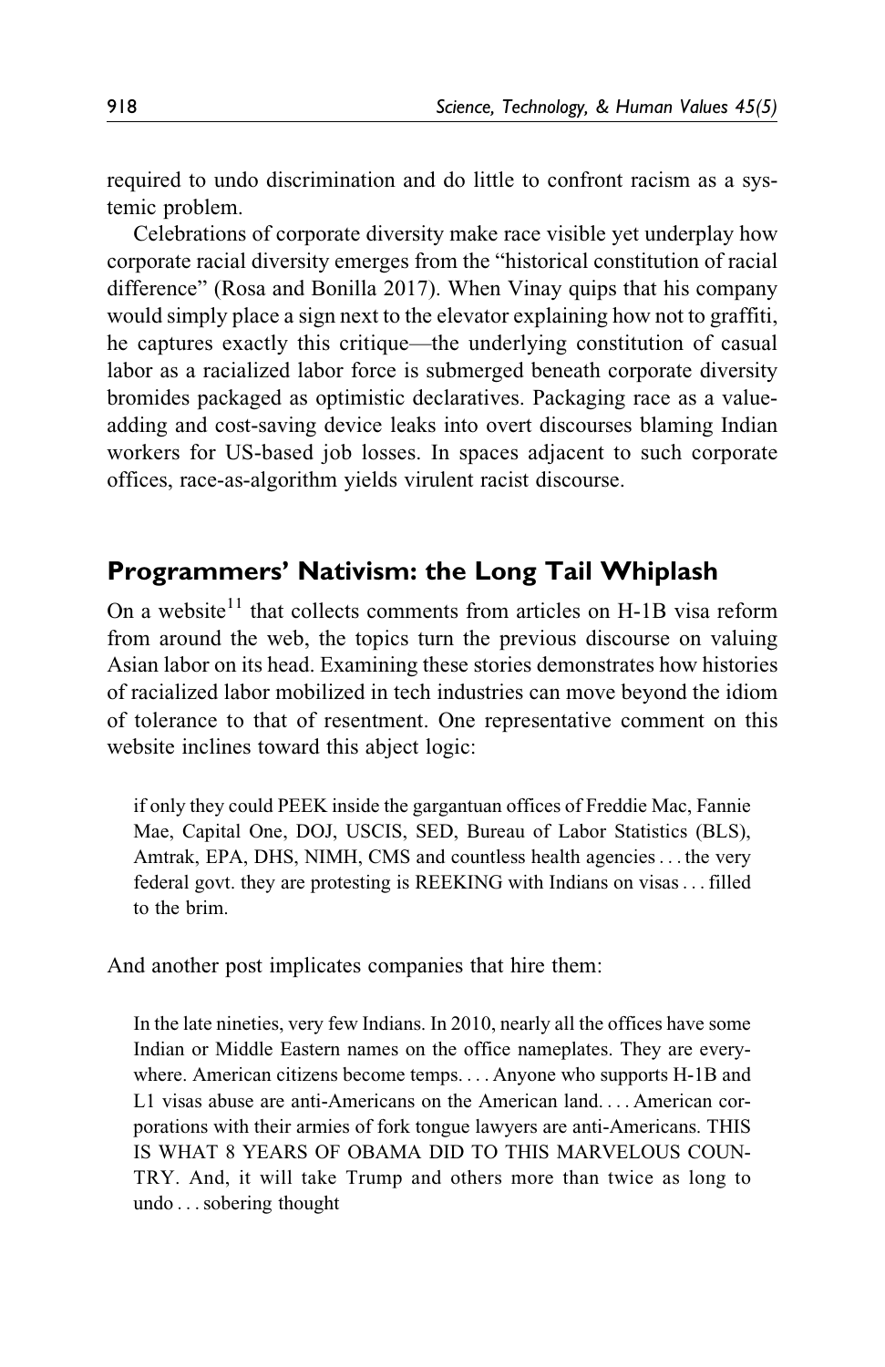required to undo discrimination and do little to confront racism as a systemic problem.

Celebrations of corporate diversity make race visible yet underplay how corporate racial diversity emerges from the "historical constitution of racial difference" (Rosa and Bonilla 2017). When Vinay quips that his company would simply place a sign next to the elevator explaining how not to graffiti, he captures exactly this critique—the underlying constitution of casual labor as a racialized labor force is submerged beneath corporate diversity bromides packaged as optimistic declaratives. Packaging race as a value-adding and cost-saving device leaks into overt discourses blaming Indian workers for US-based job losses. In spaces adjacent to such corporate offices, race-as-algorithm yields virulent racist discourse.

## Programmers' Nativism: the Long Tail Whiplash

On a website[11] that collects comments from articles on H-1B visa reform from around the web, the topics turn the previous discourse on valuing Asian labor on its head. Examining these stories demonstrates how histories of racialized labor mobilized in tech industries can move beyond the idiom of tolerance to that of resentment. One representative comment on this website inclines toward this abject logic:

> if only they could PEEK inside the gargantuan offices of Freddie Mac, Fannie Mae, Capital One, DOJ, USCIS, SED, Bureau of Labor Statistics (BLS), Amtrak, EPA, DHS, NIMH, CMS and countless health agencies . . . the very federal govt. they are protesting is REEKING with Indians on visas . . . filled to the brim.

And another post implicates companies that hire them:

> In the late nineties, very few Indians. In 2010, nearly all the offices have some Indian or Middle Eastern names on the office nameplates. They are everywhere. American citizens become temps. . . . Anyone who supports H-1B and L1 visas abuse are anti-Americans on the American land. . . . American corporations with their armies of fork tongue lawyers are anti-Americans. THIS IS WHAT 8 YEARS OF OBAMA DID TO THIS MARVELOUS COUNTRY. And, it will take Trump and others more than twice as long to undo . . . sobering thought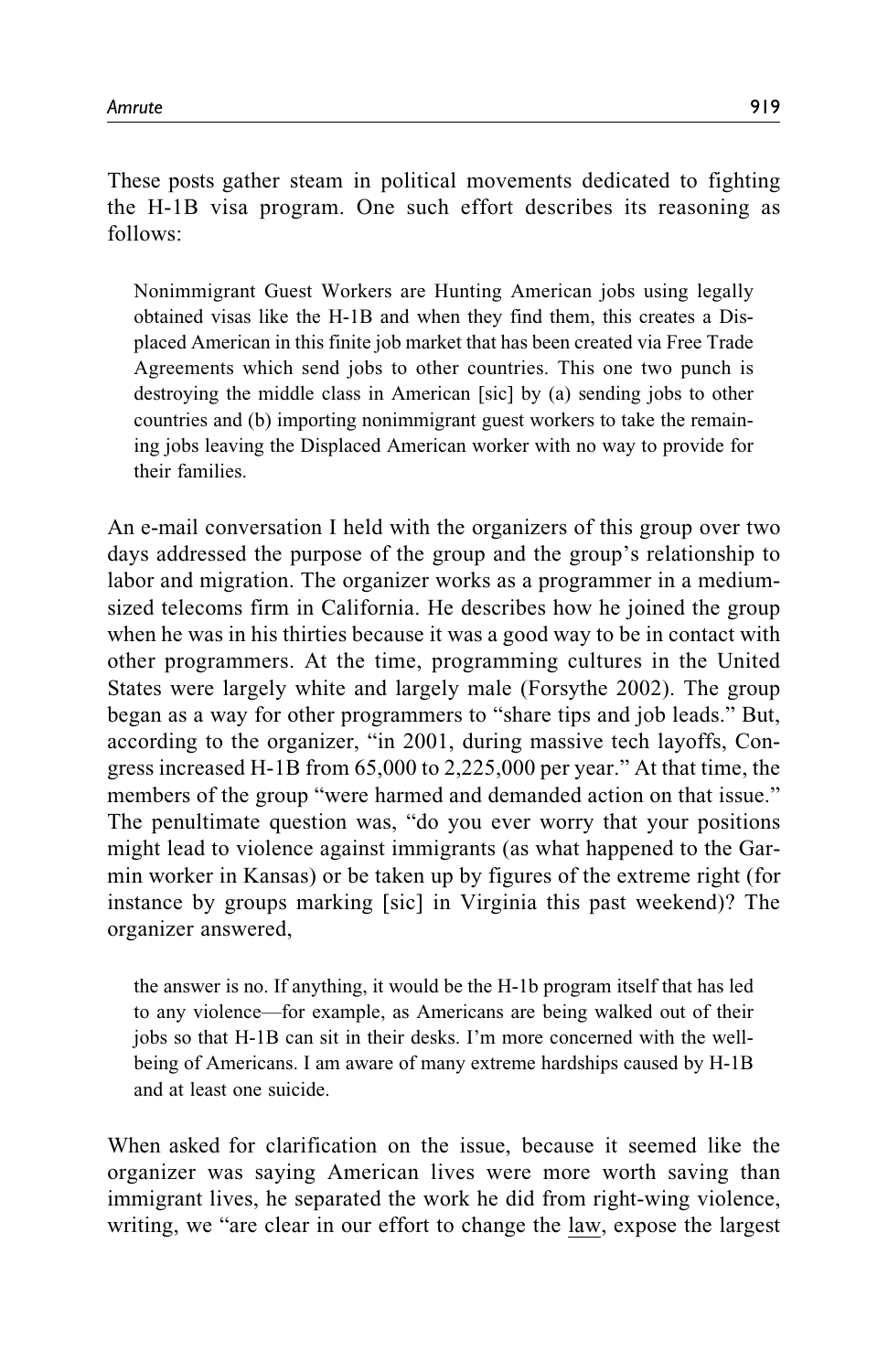These posts gather steam in political movements dedicated to fighting the H-1B visa program. One such effort describes its reasoning as follows:

> Nonimmigrant Guest Workers are Hunting American jobs using legally obtained visas like the H-1B and when they find them, this creates a Displaced American in this finite job market that has been created via Free Trade Agreements which send jobs to other countries. This one two punch is destroying the middle class in American [sic] by (a) sending jobs to other countries and (b) importing nonimmigrant guest workers to take the remaining jobs leaving the Displaced American worker with no way to provide for their families.

An e-mail conversation I held with the organizers of this group over two days addressed the purpose of the group and the group's relationship to labor and migration. The organizer works as a programmer in a medium-sized telecoms firm in California. He describes how he joined the group when he was in his thirties because it was a good way to be in contact with other programmers. At the time, programming cultures in the United States were largely white and largely male (Forsythe 2002). The group began as a way for other programmers to "share tips and job leads." But, according to the organizer, "in 2001, during massive tech layoffs, Congress increased H-1B from 65,000 to 2,225,000 per year." At that time, the members of the group "were harmed and demanded action on that issue." The penultimate question was, "do you ever worry that your positions might lead to violence against immigrants (as what happened to the Garmin worker in Kansas) or be taken up by figures of the extreme right (for instance by groups marking [sic] in Virginia this past weekend)? The organizer answered,

> the answer is no. If anything, it would be the H-1b program itself that has led to any violence—for example, as Americans are being walked out of their jobs so that H-1B can sit in their desks. I'm more concerned with the well-being of Americans. I am aware of many extreme hardships caused by H-1B and at least one suicide.

When asked for clarification on the issue, because it seemed like the organizer was saying American lives were more worth saving than immigrant lives, he separated the work he did from right-wing violence, writing, we "are clear in our effort to change the <u>law</u>, expose the largest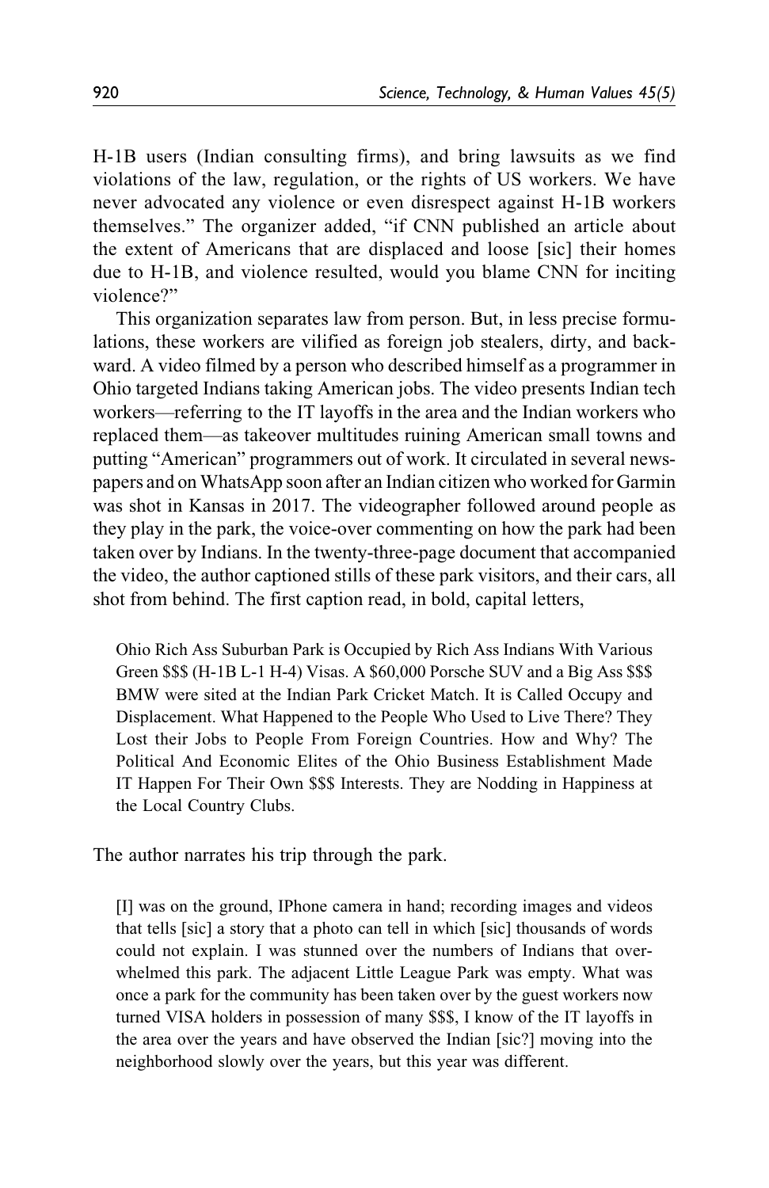H-1B users (Indian consulting firms), and bring lawsuits as we find violations of the law, regulation, or the rights of US workers. We have never advocated any violence or even disrespect against H-1B workers themselves." The organizer added, "if CNN published an article about the extent of Americans that are displaced and loose [sic] their homes due to H-1B, and violence resulted, would you blame CNN for inciting violence?"

This organization separates law from person. But, in less precise formulations, these workers are vilified as foreign job stealers, dirty, and backward. A video filmed by a person who described himself as a programmer in Ohio targeted Indians taking American jobs. The video presents Indian tech workers—referring to the IT layoffs in the area and the Indian workers who replaced them—as takeover multitudes ruining American small towns and putting "American" programmers out of work. It circulated in several newspapers and on WhatsApp soon after an Indian citizen who worked for Garmin was shot in Kansas in 2017. The videographer followed around people as they play in the park, the voice-over commenting on how the park had been taken over by Indians. In the twenty-three-page document that accompanied the video, the author captioned stills of these park visitors, and their cars, all shot from behind. The first caption read, in bold, capital letters,

> Ohio Rich Ass Suburban Park is Occupied by Rich Ass Indians With Various Green $$$ (H-1B L-1 H-4) Visas. A $60,000 Porsche SUV and a Big Ass $$$ BMW were sited at the Indian Park Cricket Match. It is Called Occupy and Displacement. What Happened to the People Who Used to Live There? They Lost their Jobs to People From Foreign Countries. How and Why? The Political And Economic Elites of the Ohio Business Establishment Made IT Happen For Their Own $$$ Interests. They are Nodding in Happiness at the Local Country Clubs.

The author narrates his trip through the park.

> [I] was on the ground, IPhone camera in hand; recording images and videos that tells [sic] a story that a photo can tell in which [sic] thousands of words could not explain. I was stunned over the numbers of Indians that overwhelmed this park. The adjacent Little League Park was empty. What was once a park for the community has been taken over by the guest workers now turned VISA holders in possession of many $$$, I know of the IT layoffs in the area over the years and have observed the Indian [sic?] moving into the neighborhood slowly over the years, but this year was different.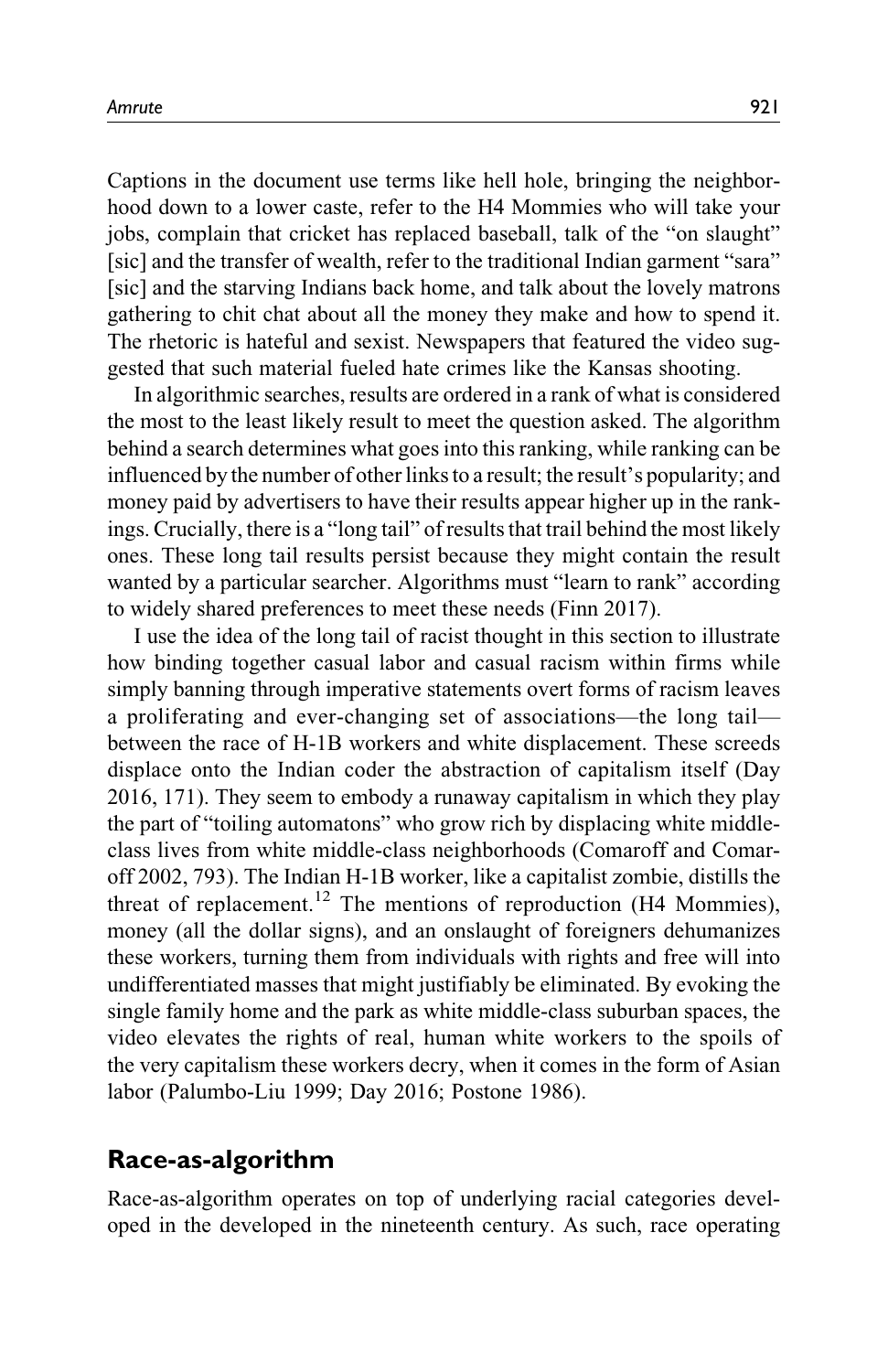Captions in the document use terms like hell hole, bringing the neighborhood down to a lower caste, refer to the H4 Mommies who will take your jobs, complain that cricket has replaced baseball, talk of the "on slaught" [sic] and the transfer of wealth, refer to the traditional Indian garment "sara" [sic] and the starving Indians back home, and talk about the lovely matrons gathering to chit chat about all the money they make and how to spend it. The rhetoric is hateful and sexist. Newspapers that featured the video suggested that such material fueled hate crimes like the Kansas shooting.

In algorithmic searches, results are ordered in a rank of what is considered the most to the least likely result to meet the question asked. The algorithm behind a search determines what goes into this ranking, while ranking can be influenced by the number of other links to a result; the result's popularity; and money paid by advertisers to have their results appear higher up in the rankings. Crucially, there is a "long tail" of results that trail behind the most likely ones. These long tail results persist because they might contain the result wanted by a particular searcher. Algorithms must "learn to rank" according to widely shared preferences to meet these needs (Finn 2017).

I use the idea of the long tail of racist thought in this section to illustrate how binding together casual labor and casual racism within firms while simply banning through imperative statements overt forms of racism leaves a proliferating and ever-changing set of associations—the long tail—between the race of H-1B workers and white displacement. These screeds displace onto the Indian coder the abstraction of capitalism itself (Day 2016, 171). They seem to embody a runaway capitalism in which they play the part of "toiling automatons" who grow rich by displacing white middle-class lives from white middle-class neighborhoods (Comaroff and Comaroff 2002, 793). The Indian H-1B worker, like a capitalist zombie, distills the threat of replacement.[12] The mentions of reproduction (H4 Mommies), money (all the dollar signs), and an onslaught of foreigners dehumanizes these workers, turning them from individuals with rights and free will into undifferentiated masses that might justifiably be eliminated. By evoking the single family home and the park as white middle-class suburban spaces, the video elevates the rights of real, human white workers to the spoils of the very capitalism these workers decry, when it comes in the form of Asian labor (Palumbo-Liu 1999; Day 2016; Postone 1986).

## Race-as-algorithm

Race-as-algorithm operates on top of underlying racial categories developed in the developed in the nineteenth century. As such, race operating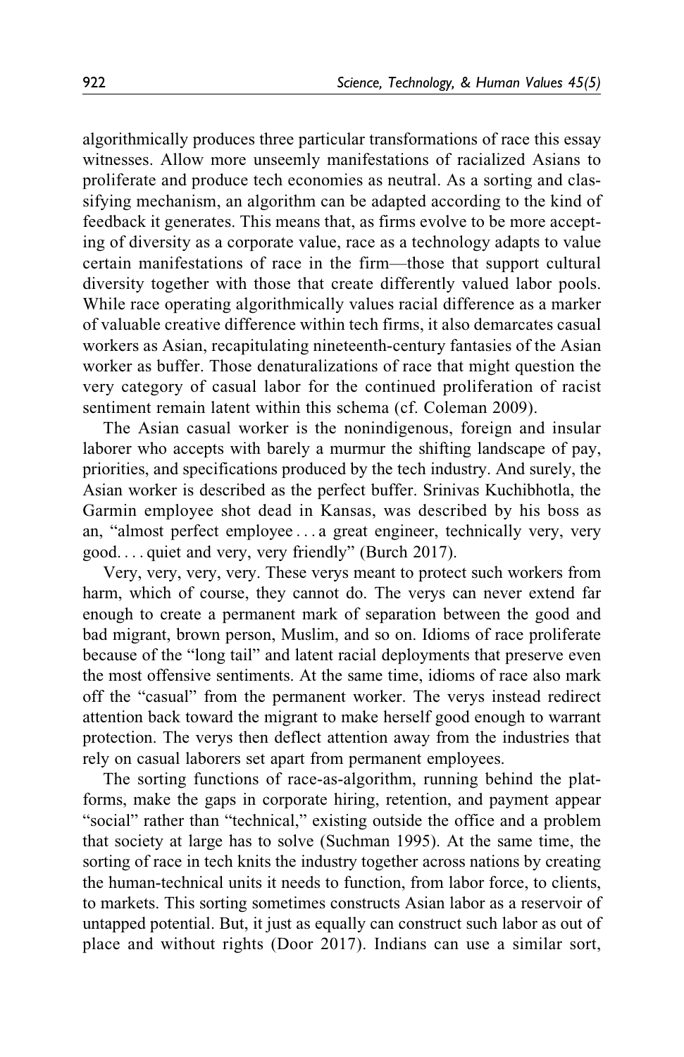algorithmically produces three particular transformations of race this essay witnesses. Allow more unseemly manifestations of racialized Asians to proliferate and produce tech economies as neutral. As a sorting and classifying mechanism, an algorithm can be adapted according to the kind of feedback it generates. This means that, as firms evolve to be more accepting of diversity as a corporate value, race as a technology adapts to value certain manifestations of race in the firm—those that support cultural diversity together with those that create differently valued labor pools. While race operating algorithmically values racial difference as a marker of valuable creative difference within tech firms, it also demarcates casual workers as Asian, recapitulating nineteenth-century fantasies of the Asian worker as buffer. Those denaturalizations of race that might question the very category of casual labor for the continued proliferation of racist sentiment remain latent within this schema (cf. Coleman 2009).

The Asian casual worker is the nonindigenous, foreign and insular laborer who accepts with barely a murmur the shifting landscape of pay, priorities, and specifications produced by the tech industry. And surely, the Asian worker is described as the perfect buffer. Srinivas Kuchibhotla, the Garmin employee shot dead in Kansas, was described by his boss as an, "almost perfect employee . . . a great engineer, technically very, very good. . . . quiet and very, very friendly" (Burch 2017).

Very, very, very, very. These verys meant to protect such workers from harm, which of course, they cannot do. The verys can never extend far enough to create a permanent mark of separation between the good and bad migrant, brown person, Muslim, and so on. Idioms of race proliferate because of the "long tail" and latent racial deployments that preserve even the most offensive sentiments. At the same time, idioms of race also mark off the "casual" from the permanent worker. The verys instead redirect attention back toward the migrant to make herself good enough to warrant protection. The verys then deflect attention away from the industries that rely on casual laborers set apart from permanent employees.

The sorting functions of race-as-algorithm, running behind the platforms, make the gaps in corporate hiring, retention, and payment appear "social" rather than "technical," existing outside the office and a problem that society at large has to solve (Suchman 1995). At the same time, the sorting of race in tech knits the industry together across nations by creating the human-technical units it needs to function, from labor force, to clients, to markets. This sorting sometimes constructs Asian labor as a reservoir of untapped potential. But, it just as equally can construct such labor as out of place and without rights (Door 2017). Indians can use a similar sort,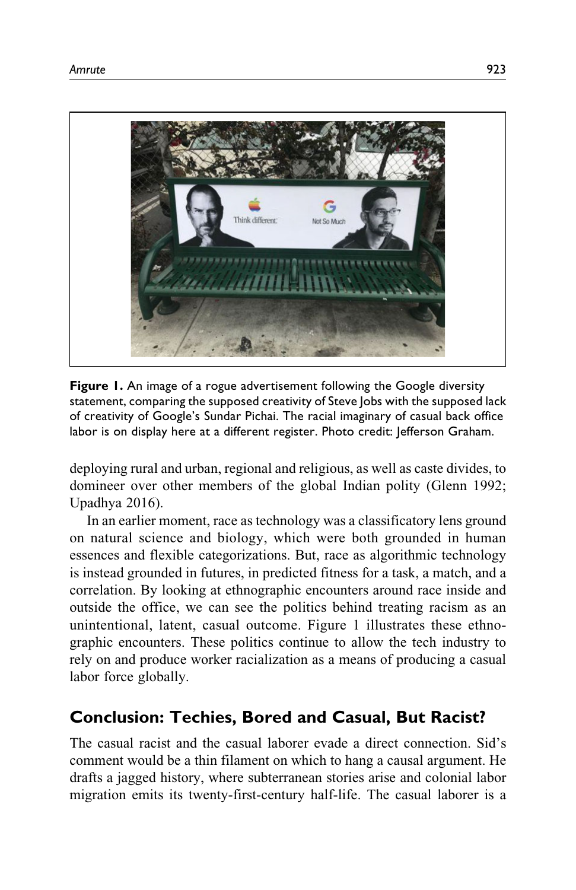**Figure 1.** An image of a rogue advertisement following the Google diversity statement, comparing the supposed creativity of Steve Jobs with the supposed lack of creativity of Google's Sundar Pichai. The racial imaginary of casual back office labor is on display here at a different register. Photo credit: Jefferson Graham.

deploying rural and urban, regional and religious, as well as caste divides, to domineer over other members of the global Indian polity (Glenn 1992; Upadhya 2016).

In an earlier moment, race as technology was a classificatory lens ground on natural science and biology, which were both grounded in human essences and flexible categorizations. But, race as algorithmic technology is instead grounded in futures, in predicted fitness for a task, a match, and a correlation. By looking at ethnographic encounters around race inside and outside the office, we can see the politics behind treating racism as an unintentional, latent, casual outcome. Figure 1 illustrates these ethnographic encounters. These politics continue to allow the tech industry to rely on and produce worker racialization as a means of producing a casual labor force globally.

## Conclusion: Techies, Bored and Casual, But Racist?

The casual racist and the casual laborer evade a direct connection. Sid's comment would be a thin filament on which to hang a causal argument. He drafts a jagged history, where subterranean stories arise and colonial labor migration emits its twenty-first-century half-life. The casual laborer is a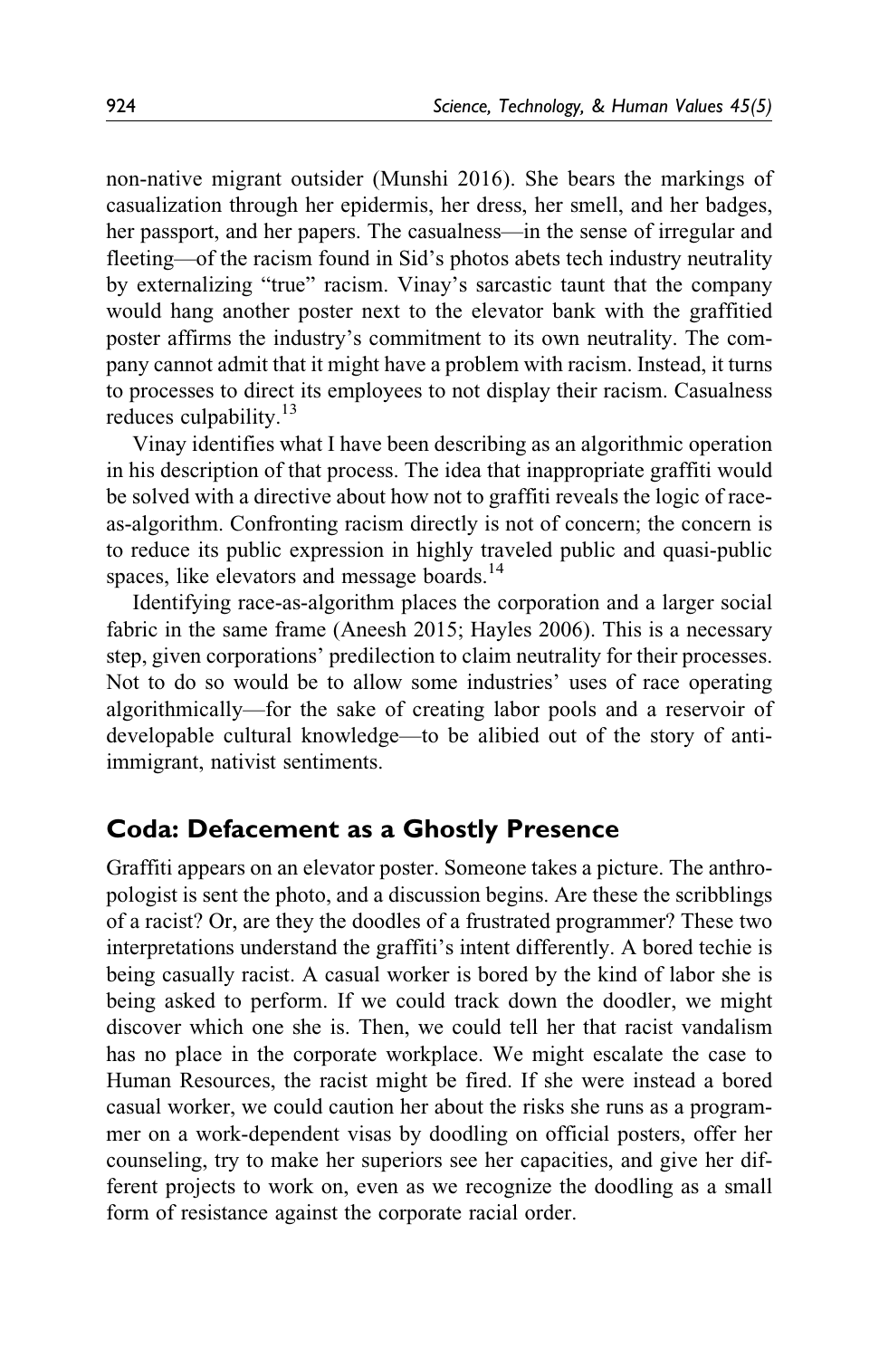non-native migrant outsider (Munshi 2016). She bears the markings of casualization through her epidermis, her dress, her smell, and her badges, her passport, and her papers. The casualness—in the sense of irregular and fleeting—of the racism found in Sid's photos abets tech industry neutrality by externalizing "true" racism. Vinay's sarcastic taunt that the company would hang another poster next to the elevator bank with the graffitied poster affirms the industry's commitment to its own neutrality. The company cannot admit that it might have a problem with racism. Instead, it turns to processes to direct its employees to not display their racism. Casualness reduces culpability.[13]

Vinay identifies what I have been describing as an algorithmic operation in his description of that process. The idea that inappropriate graffiti would be solved with a directive about how not to graffiti reveals the logic of race-as-algorithm. Confronting racism directly is not of concern; the concern is to reduce its public expression in highly traveled public and quasi-public spaces, like elevators and message boards.[14]

Identifying race-as-algorithm places the corporation and a larger social fabric in the same frame (Aneesh 2015; Hayles 2006). This is a necessary step, given corporations' predilection to claim neutrality for their processes. Not to do so would be to allow some industries' uses of race operating algorithmically—for the sake of creating labor pools and a reservoir of developable cultural knowledge—to be alibied out of the story of anti-immigrant, nativist sentiments.

## Coda: Defacement as a Ghostly Presence

Graffiti appears on an elevator poster. Someone takes a picture. The anthropologist is sent the photo, and a discussion begins. Are these the scribblings of a racist? Or, are they the doodles of a frustrated programmer? These two interpretations understand the graffiti's intent differently. A bored techie is being casually racist. A casual worker is bored by the kind of labor she is being asked to perform. If we could track down the doodler, we might discover which one she is. Then, we could tell her that racist vandalism has no place in the corporate workplace. We might escalate the case to Human Resources, the racist might be fired. If she were instead a bored casual worker, we could caution her about the risks she runs as a programmer on a work-dependent visas by doodling on official posters, offer her counseling, try to make her superiors see her capacities, and give her different projects to work on, even as we recognize the doodling as a small form of resistance against the corporate racial order.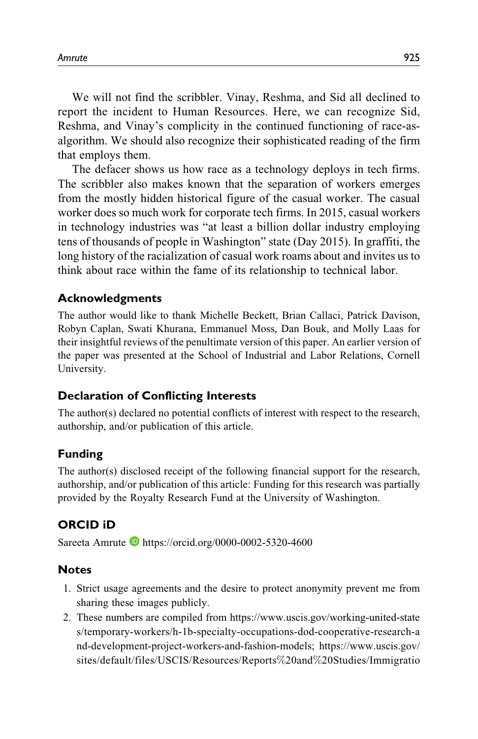We will not find the scribbler. Vinay, Reshma, and Sid all declined to report the incident to Human Resources. Here, we can recognize Sid, Reshma, and Vinay's complicity in the continued functioning of race-as-algorithm. We should also recognize their sophisticated reading of the firm that employs them.

The defacer shows us how race as a technology deploys in tech firms. The scribbler also makes known that the separation of workers emerges from the mostly hidden historical figure of the casual worker. The casual worker does so much work for corporate tech firms. In 2015, casual workers in technology industries was "at least a billion dollar industry employing tens of thousands of people in Washington" state (Day 2015). In graffiti, the long history of the racialization of casual work roams about and invites us to think about race within the fame of its relationship to technical labor.

### Acknowledgments

The author would like to thank Michelle Beckett, Brian Callaci, Patrick Davison, Robyn Caplan, Swati Khurana, Emmanuel Moss, Dan Bouk, and Molly Laas for their insightful reviews of the penultimate version of this paper. An earlier version of the paper was presented at the School of Industrial and Labor Relations, Cornell University.

### Declaration of Conflicting Interests

The author(s) declared no potential conflicts of interest with respect to the research, authorship, and/or publication of this article.

### Funding

The author(s) disclosed receipt of the following financial support for the research, authorship, and/or publication of this article: Funding for this research was partially provided by the Royalty Research Fund at the University of Washington.

### ORCID iD

Sareeta Amrute https://orcid.org/0000-0002-5320-4600

### Notes

1. Strict usage agreements and the desire to protect anonymity prevent me from sharing these images publicly.
2. These numbers are compiled from https://www.uscis.gov/working-united-states/temporary-workers/h-1b-specialty-occupations-dod-cooperative-research-and-development-project-workers-and-fashion-models; https://www.uscis.gov/sites/default/files/USCIS/Resources/Reports%20and%20Studies/Immigratio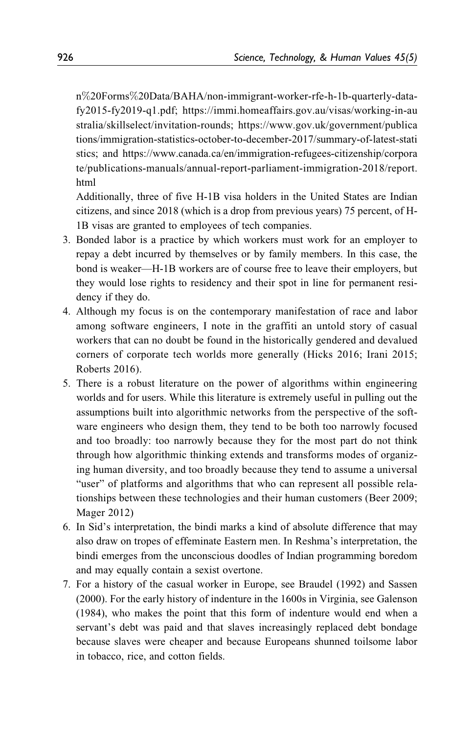n%20Forms%20Data/BAHA/non-immigrant-worker-rfe-h-1b-quarterly-data-fy2015-fy2019-q1.pdf; https://immi.homeaffairs.gov.au/visas/working-in-australia/skillselect/invitation-rounds; https://www.gov.uk/government/publications/immigration-statistics-october-to-december-2017/summary-of-latest-statistics; and https://www.canada.ca/en/immigration-refugees-citizenship/corporate/publications-manuals/annual-report-parliament-immigration-2018/report.html

Additionally, three of five H-1B visa holders in the United States are Indian citizens, and since 2018 (which is a drop from previous years) 75 percent, of H-1B visas are granted to employees of tech companies.

3. Bonded labor is a practice by which workers must work for an employer to repay a debt incurred by themselves or by family members. In this case, the bond is weaker—H-1B workers are of course free to leave their employers, but they would lose rights to residency and their spot in line for permanent residency if they do.
4. Although my focus is on the contemporary manifestation of race and labor among software engineers, I note in the graffiti an untold story of casual workers that can no doubt be found in the historically gendered and devalued corners of corporate tech worlds more generally (Hicks 2016; Irani 2015; Roberts 2016).
5. There is a robust literature on the power of algorithms within engineering worlds and for users. While this literature is extremely useful in pulling out the assumptions built into algorithmic networks from the perspective of the software engineers who design them, they tend to be both too narrowly focused and too broadly: too narrowly because they for the most part do not think through how algorithmic thinking extends and transforms modes of organizing human diversity, and too broadly because they tend to assume a universal "user" of platforms and algorithms that who can represent all possible relationships between these technologies and their human customers (Beer 2009; Mager 2012)
6. In Sid's interpretation, the bindi marks a kind of absolute difference that may also draw on tropes of effeminate Eastern men. In Reshma's interpretation, the bindi emerges from the unconscious doodles of Indian programming boredom and may equally contain a sexist overtone.
7. For a history of the casual worker in Europe, see Braudel (1992) and Sassen (2000). For the early history of indenture in the 1600s in Virginia, see Galenson (1984), who makes the point that this form of indenture would end when a servant's debt was paid and that slaves increasingly replaced debt bondage because slaves were cheaper and because Europeans shunned toilsome labor in tobacco, rice, and cotton fields.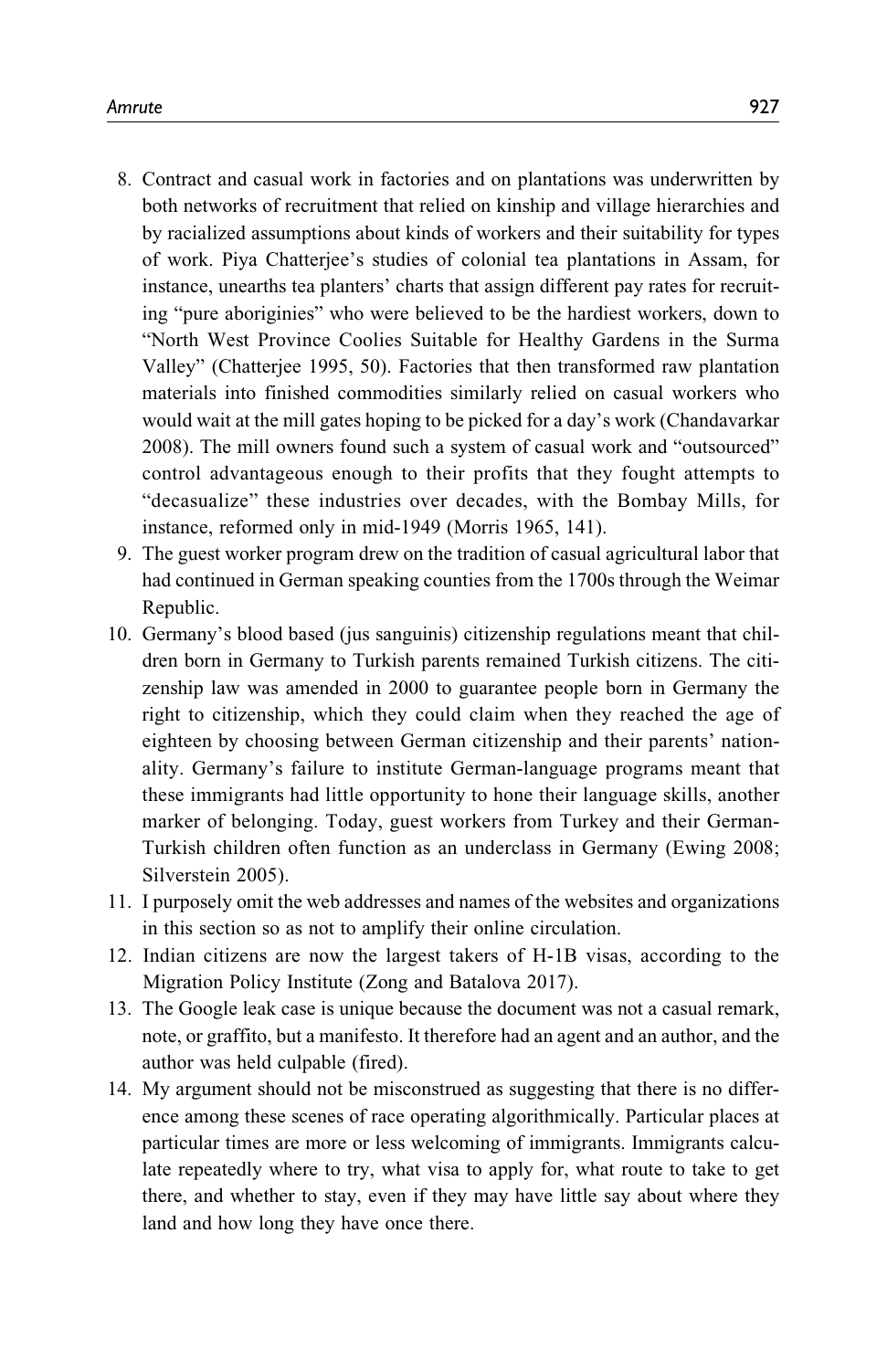8. Contract and casual work in factories and on plantations was underwritten by both networks of recruitment that relied on kinship and village hierarchies and by racialized assumptions about kinds of workers and their suitability for types of work. Piya Chatterjee's studies of colonial tea plantations in Assam, for instance, unearths tea planters' charts that assign different pay rates for recruiting "pure aboriginies" who were believed to be the hardiest workers, down to "North West Province Coolies Suitable for Healthy Gardens in the Surma Valley" (Chatterjee 1995, 50). Factories that then transformed raw plantation materials into finished commodities similarly relied on casual workers who would wait at the mill gates hoping to be picked for a day's work (Chandavarkar 2008). The mill owners found such a system of casual work and "outsourced" control advantageous enough to their profits that they fought attempts to "decasualize" these industries over decades, with the Bombay Mills, for instance, reformed only in mid-1949 (Morris 1965, 141).
9. The guest worker program drew on the tradition of casual agricultural labor that had continued in German speaking counties from the 1700s through the Weimar Republic.
10. Germany's blood based (jus sanguinis) citizenship regulations meant that children born in Germany to Turkish parents remained Turkish citizens. The citizenship law was amended in 2000 to guarantee people born in Germany the right to citizenship, which they could claim when they reached the age of eighteen by choosing between German citizenship and their parents' nationality. Germany's failure to institute German-language programs meant that these immigrants had little opportunity to hone their language skills, another marker of belonging. Today, guest workers from Turkey and their German-Turkish children often function as an underclass in Germany (Ewing 2008; Silverstein 2005).
11. I purposely omit the web addresses and names of the websites and organizations in this section so as not to amplify their online circulation.
12. Indian citizens are now the largest takers of H-1B visas, according to the Migration Policy Institute (Zong and Batalova 2017).
13. The Google leak case is unique because the document was not a casual remark, note, or graffito, but a manifesto. It therefore had an agent and an author, and the author was held culpable (fired).
14. My argument should not be misconstrued as suggesting that there is no difference among these scenes of race operating algorithmically. Particular places at particular times are more or less welcoming of immigrants. Immigrants calculate repeatedly where to try, what visa to apply for, what route to take to get there, and whether to stay, even if they may have little say about where they land and how long they have once there.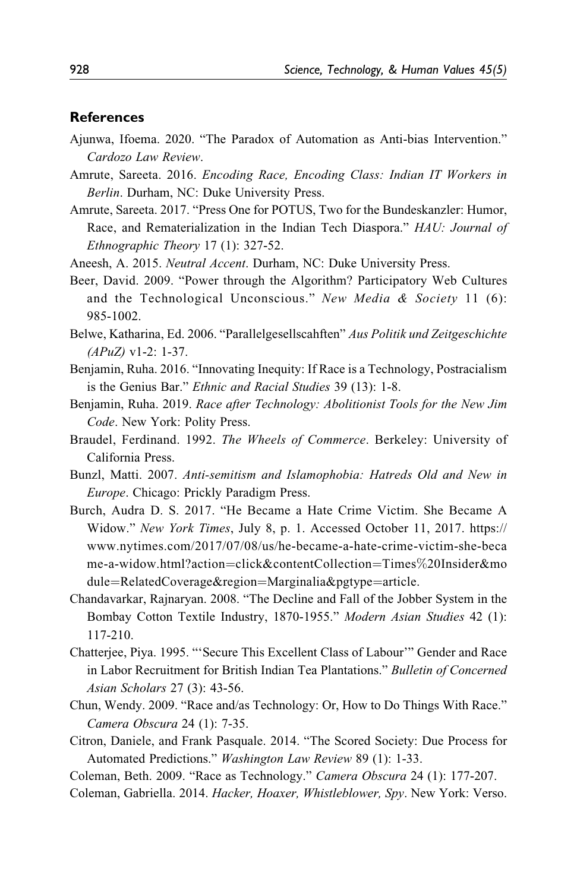## References

Ajunwa, Ifoema. 2020. "The Paradox of Automation as Anti-bias Intervention." *Cardozo Law Review*.

Amrute, Sareeta. 2016. *Encoding Race, Encoding Class: Indian IT Workers in Berlin*. Durham, NC: Duke University Press.

Amrute, Sareeta. 2017. "Press One for POTUS, Two for the Bundeskanzler: Humor, Race, and Rematerialization in the Indian Tech Diaspora." *HAU: Journal of Ethnographic Theory* 17 (1): 327-52.

Aneesh, A. 2015. *Neutral Accent*. Durham, NC: Duke University Press.

Beer, David. 2009. "Power through the Algorithm? Participatory Web Cultures and the Technological Unconscious." *New Media & Society* 11 (6): 985-1002.

Belwe, Katharina, Ed. 2006. "Parallelgesellscahften" *Aus Politik und Zeitgeschichte (APuZ)* v1-2: 1-37.

Benjamin, Ruha. 2016. "Innovating Inequity: If Race is a Technology, Postracialism is the Genius Bar." *Ethnic and Racial Studies* 39 (13): 1-8.

Benjamin, Ruha. 2019. *Race after Technology: Abolitionist Tools for the New Jim Code*. New York: Polity Press.

Braudel, Ferdinand. 1992. *The Wheels of Commerce*. Berkeley: University of California Press.

Bunzl, Matti. 2007. *Anti-semitism and Islamophobia: Hatreds Old and New in Europe*. Chicago: Prickly Paradigm Press.

Burch, Audra D. S. 2017. "He Became a Hate Crime Victim. She Became A Widow." *New York Times*, July 8, p. 1. Accessed October 11, 2017. https://www.nytimes.com/2017/07/08/us/he-became-a-hate-crime-victim-she-became-a-widow.html?action=click&contentCollection=Times%20Insider&module=RelatedCoverage&region=Marginalia&pgtype=article.

Chandavarkar, Rajnaryan. 2008. "The Decline and Fall of the Jobber System in the Bombay Cotton Textile Industry, 1870-1955." *Modern Asian Studies* 42 (1): 117-210.

Chatterjee, Piya. 1995. "'Secure This Excellent Class of Labour'" Gender and Race in Labor Recruitment for British Indian Tea Plantations." *Bulletin of Concerned Asian Scholars* 27 (3): 43-56.

Chun, Wendy. 2009. "Race and/as Technology: Or, How to Do Things With Race." *Camera Obscura* 24 (1): 7-35.

Citron, Daniele, and Frank Pasquale. 2014. "The Scored Society: Due Process for Automated Predictions." *Washington Law Review* 89 (1): 1-33.

Coleman, Beth. 2009. "Race as Technology." *Camera Obscura* 24 (1): 177-207.

Coleman, Gabriella. 2014. *Hacker, Hoaxer, Whistleblower, Spy*. New York: Verso.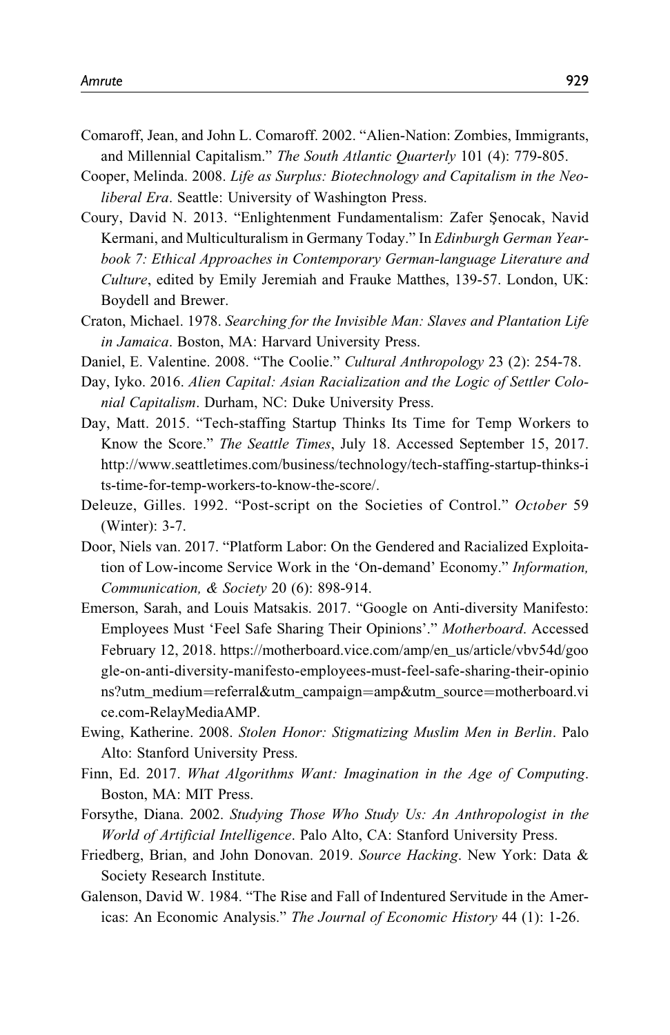Comaroff, Jean, and John L. Comaroff. 2002. "Alien-Nation: Zombies, Immigrants, and Millennial Capitalism." *The South Atlantic Quarterly* 101 (4): 779-805.

Cooper, Melinda. 2008. *Life as Surplus: Biotechnology and Capitalism in the Neoliberal Era*. Seattle: University of Washington Press.

Coury, David N. 2013. "Enlightenment Fundamentalism: Zafer Şenocak, Navid Kermani, and Multiculturalism in Germany Today." In *Edinburgh German Yearbook 7: Ethical Approaches in Contemporary German-language Literature and Culture*, edited by Emily Jeremiah and Frauke Matthes, 139-57. London, UK: Boydell and Brewer.

Craton, Michael. 1978. *Searching for the Invisible Man: Slaves and Plantation Life in Jamaica*. Boston, MA: Harvard University Press.

Daniel, E. Valentine. 2008. "The Coolie." *Cultural Anthropology* 23 (2): 254-78.

Day, Iyko. 2016. *Alien Capital: Asian Racialization and the Logic of Settler Colonial Capitalism*. Durham, NC: Duke University Press.

Day, Matt. 2015. "Tech-staffing Startup Thinks Its Time for Temp Workers to Know the Score." *The Seattle Times*, July 18. Accessed September 15, 2017. http://www.seattletimes.com/business/technology/tech-staffing-startup-thinks-its-time-for-temp-workers-to-know-the-score/.

Deleuze, Gilles. 1992. "Post-script on the Societies of Control." *October* 59 (Winter): 3-7.

Door, Niels van. 2017. "Platform Labor: On the Gendered and Racialized Exploitation of Low-income Service Work in the 'On-demand' Economy." *Information, Communication, & Society* 20 (6): 898-914.

Emerson, Sarah, and Louis Matsakis. 2017. "Google on Anti-diversity Manifesto: Employees Must 'Feel Safe Sharing Their Opinions'." *Motherboard*. Accessed February 12, 2018. https://motherboard.vice.com/amp/en_us/article/vbv54d/google-on-anti-diversity-manifesto-employees-must-feel-safe-sharing-their-opinions?utm_medium=referral&utm_campaign=amp&utm_source=motherboard.vice.com-RelayMediaAMP.

Ewing, Katherine. 2008. *Stolen Honor: Stigmatizing Muslim Men in Berlin*. Palo Alto: Stanford University Press.

Finn, Ed. 2017. *What Algorithms Want: Imagination in the Age of Computing*. Boston, MA: MIT Press.

Forsythe, Diana. 2002. *Studying Those Who Study Us: An Anthropologist in the World of Artificial Intelligence*. Palo Alto, CA: Stanford University Press.

Friedberg, Brian, and John Donovan. 2019. *Source Hacking*. New York: Data & Society Research Institute.

Galenson, David W. 1984. "The Rise and Fall of Indentured Servitude in the Americas: An Economic Analysis." *The Journal of Economic History* 44 (1): 1-26.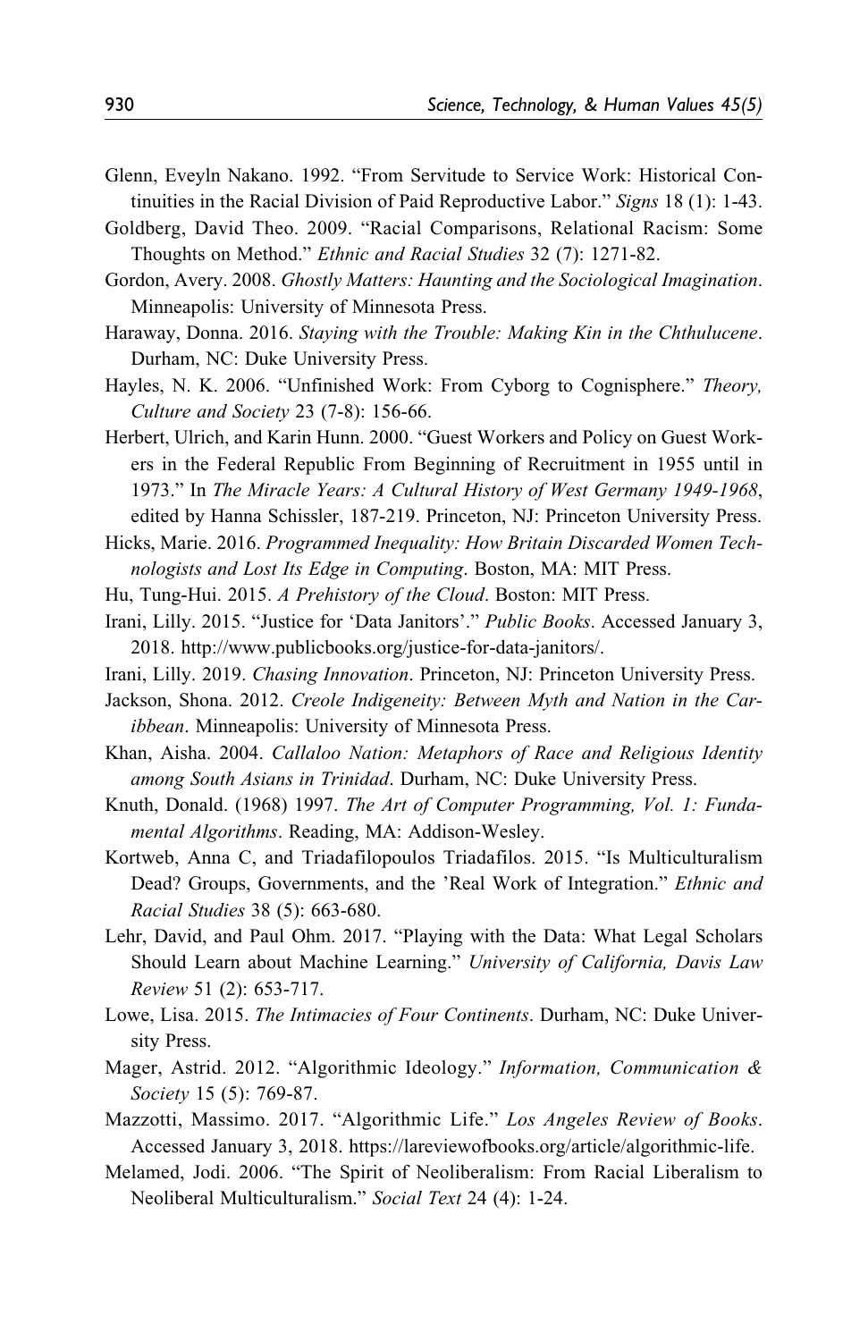Glenn, Eveyln Nakano. 1992. "From Servitude to Service Work: Historical Continuities in the Racial Division of Paid Reproductive Labor." *Signs* 18 (1): 1-43.

Goldberg, David Theo. 2009. "Racial Comparisons, Relational Racism: Some Thoughts on Method." *Ethnic and Racial Studies* 32 (7): 1271-82.

Gordon, Avery. 2008. *Ghostly Matters: Haunting and the Sociological Imagination*. Minneapolis: University of Minnesota Press.

Haraway, Donna. 2016. *Staying with the Trouble: Making Kin in the Chthulucene*. Durham, NC: Duke University Press.

Hayles, N. K. 2006. "Unfinished Work: From Cyborg to Cognisphere." *Theory, Culture and Society* 23 (7-8): 156-66.

Herbert, Ulrich, and Karin Hunn. 2000. "Guest Workers and Policy on Guest Workers in the Federal Republic From Beginning of Recruitment in 1955 until in 1973." In *The Miracle Years: A Cultural History of West Germany 1949-1968*, edited by Hanna Schissler, 187-219. Princeton, NJ: Princeton University Press.

Hicks, Marie. 2016. *Programmed Inequality: How Britain Discarded Women Technologists and Lost Its Edge in Computing*. Boston, MA: MIT Press.

Hu, Tung-Hui. 2015. *A Prehistory of the Cloud*. Boston: MIT Press.

Irani, Lilly. 2015. "Justice for 'Data Janitors'." *Public Books*. Accessed January 3, 2018. http://www.publicbooks.org/justice-for-data-janitors/.

Irani, Lilly. 2019. *Chasing Innovation*. Princeton, NJ: Princeton University Press.

Jackson, Shona. 2012. *Creole Indigeneity: Between Myth and Nation in the Caribbean*. Minneapolis: University of Minnesota Press.

Khan, Aisha. 2004. *Callaloo Nation: Metaphors of Race and Religious Identity among South Asians in Trinidad*. Durham, NC: Duke University Press.

Knuth, Donald. (1968) 1997. *The Art of Computer Programming, Vol. 1: Fundamental Algorithms*. Reading, MA: Addison-Wesley.

Kortweb, Anna C, and Triadafilopoulos Triadafilos. 2015. "Is Multiculturalism Dead? Groups, Governments, and the 'Real Work of Integration." *Ethnic and Racial Studies* 38 (5): 663-680.

Lehr, David, and Paul Ohm. 2017. "Playing with the Data: What Legal Scholars Should Learn about Machine Learning." *University of California, Davis Law Review* 51 (2): 653-717.

Lowe, Lisa. 2015. *The Intimacies of Four Continents*. Durham, NC: Duke University Press.

Mager, Astrid. 2012. "Algorithmic Ideology." *Information, Communication & Society* 15 (5): 769-87.

Mazzotti, Massimo. 2017. "Algorithmic Life." *Los Angeles Review of Books*. Accessed January 3, 2018. https://lareviewofbooks.org/article/algorithmic-life.

Melamed, Jodi. 2006. "The Spirit of Neoliberalism: From Racial Liberalism to Neoliberal Multiculturalism." *Social Text* 24 (4): 1-24.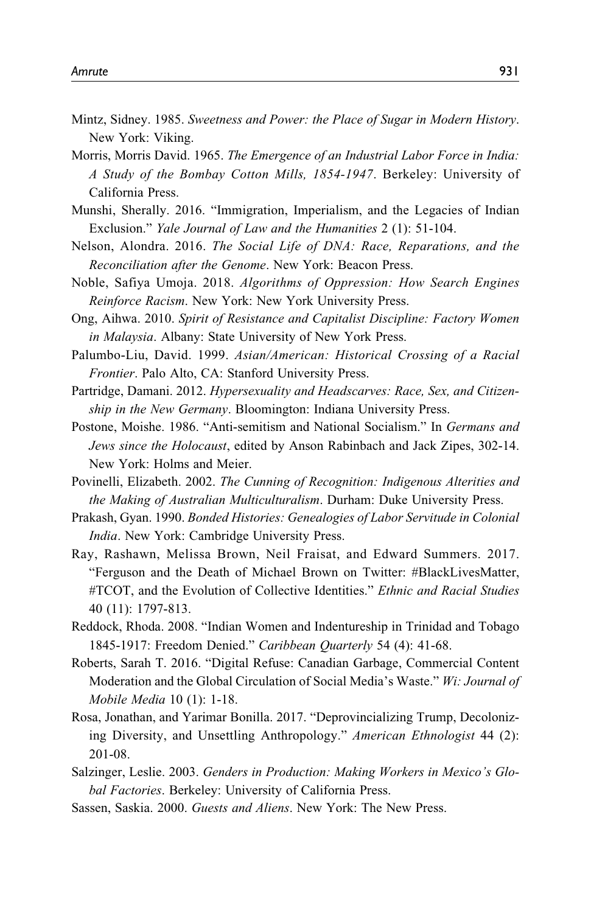Mintz, Sidney. 1985. *Sweetness and Power: the Place of Sugar in Modern History*. New York: Viking.

Morris, Morris David. 1965. *The Emergence of an Industrial Labor Force in India: A Study of the Bombay Cotton Mills, 1854-1947*. Berkeley: University of California Press.

Munshi, Sherally. 2016. "Immigration, Imperialism, and the Legacies of Indian Exclusion." *Yale Journal of Law and the Humanities* 2 (1): 51-104.

Nelson, Alondra. 2016. *The Social Life of DNA: Race, Reparations, and the Reconciliation after the Genome*. New York: Beacon Press.

Noble, Safiya Umoja. 2018. *Algorithms of Oppression: How Search Engines Reinforce Racism*. New York: New York University Press.

Ong, Aihwa. 2010. *Spirit of Resistance and Capitalist Discipline: Factory Women in Malaysia*. Albany: State University of New York Press.

Palumbo-Liu, David. 1999. *Asian/American: Historical Crossing of a Racial Frontier*. Palo Alto, CA: Stanford University Press.

Partridge, Damani. 2012. *Hypersexuality and Headscarves: Race, Sex, and Citizenship in the New Germany*. Bloomington: Indiana University Press.

Postone, Moishe. 1986. "Anti-semitism and National Socialism." In *Germans and Jews since the Holocaust*, edited by Anson Rabinbach and Jack Zipes, 302-14. New York: Holms and Meier.

Povinelli, Elizabeth. 2002. *The Cunning of Recognition: Indigenous Alterities and the Making of Australian Multiculturalism*. Durham: Duke University Press.

Prakash, Gyan. 1990. *Bonded Histories: Genealogies of Labor Servitude in Colonial India*. New York: Cambridge University Press.

Ray, Rashawn, Melissa Brown, Neil Fraisat, and Edward Summers. 2017. "Ferguson and the Death of Michael Brown on Twitter: #BlackLivesMatter, #TCOT, and the Evolution of Collective Identities." *Ethnic and Racial Studies* 40 (11): 1797-813.

Reddock, Rhoda. 2008. "Indian Women and Indentureship in Trinidad and Tobago 1845-1917: Freedom Denied." *Caribbean Quarterly* 54 (4): 41-68.

Roberts, Sarah T. 2016. "Digital Refuse: Canadian Garbage, Commercial Content Moderation and the Global Circulation of Social Media's Waste." *Wi: Journal of Mobile Media* 10 (1): 1-18.

Rosa, Jonathan, and Yarimar Bonilla. 2017. "Deprovincializing Trump, Decolonizing Diversity, and Unsettling Anthropology." *American Ethnologist* 44 (2): 201-08.

Salzinger, Leslie. 2003. *Genders in Production: Making Workers in Mexico's Global Factories*. Berkeley: University of California Press.

Sassen, Saskia. 2000. *Guests and Aliens*. New York: The New Press.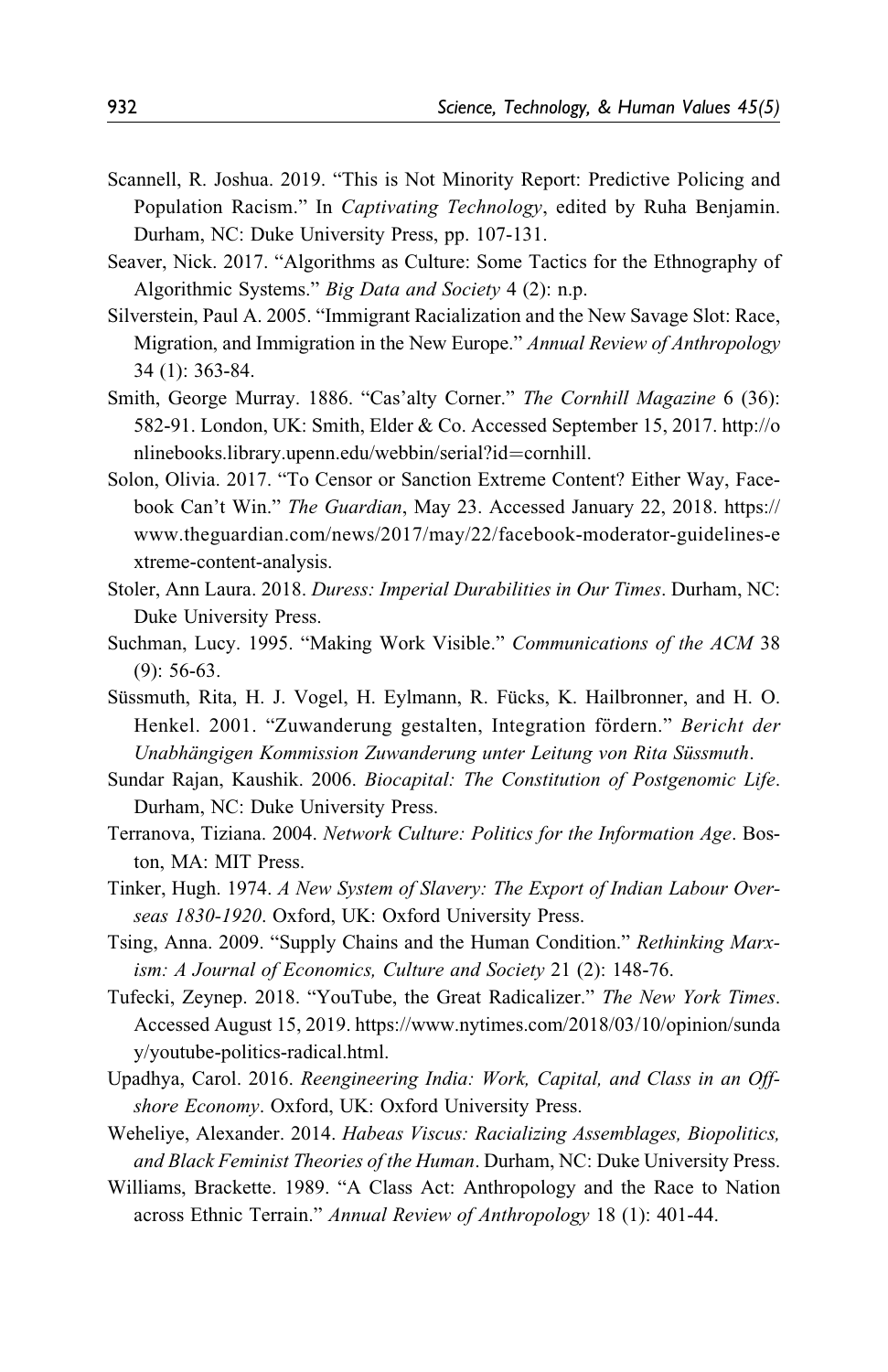Scannell, R. Joshua. 2019. "This is Not Minority Report: Predictive Policing and Population Racism." In *Captivating Technology*, edited by Ruha Benjamin. Durham, NC: Duke University Press, pp. 107-131.

Seaver, Nick. 2017. "Algorithms as Culture: Some Tactics for the Ethnography of Algorithmic Systems." *Big Data and Society* 4 (2): n.p.

Silverstein, Paul A. 2005. "Immigrant Racialization and the New Savage Slot: Race, Migration, and Immigration in the New Europe." *Annual Review of Anthropology* 34 (1): 363-84.

Smith, George Murray. 1886. "Cas'alty Corner." *The Cornhill Magazine* 6 (36): 582-91. London, UK: Smith, Elder & Co. Accessed September 15, 2017. http://onlinebooks.library.upenn.edu/webbin/serial?id=cornhill.

Solon, Olivia. 2017. "To Censor or Sanction Extreme Content? Either Way, Facebook Can't Win." *The Guardian*, May 23. Accessed January 22, 2018. https://www.theguardian.com/news/2017/may/22/facebook-moderator-guidelines-extreme-content-analysis.

Stoler, Ann Laura. 2018. *Duress: Imperial Durabilities in Our Times*. Durham, NC: Duke University Press.

Suchman, Lucy. 1995. "Making Work Visible." *Communications of the ACM* 38 (9): 56-63.

Süssmuth, Rita, H. J. Vogel, H. Eylmann, R. Fücks, K. Hailbronner, and H. O. Henkel. 2001. "Zuwanderung gestalten, Integration fördern." *Bericht der Unabhängigen Kommission Zuwanderung unter Leitung von Rita Süssmuth*.

Sundar Rajan, Kaushik. 2006. *Biocapital: The Constitution of Postgenomic Life*. Durham, NC: Duke University Press.

Terranova, Tiziana. 2004. *Network Culture: Politics for the Information Age*. Boston, MA: MIT Press.

Tinker, Hugh. 1974. *A New System of Slavery: The Export of Indian Labour Overseas 1830-1920*. Oxford, UK: Oxford University Press.

Tsing, Anna. 2009. "Supply Chains and the Human Condition." *Rethinking Marxism: A Journal of Economics, Culture and Society* 21 (2): 148-76.

Tufecki, Zeynep. 2018. "YouTube, the Great Radicalizer." *The New York Times*. Accessed August 15, 2019. https://www.nytimes.com/2018/03/10/opinion/sunday/youtube-politics-radical.html.

Upadhya, Carol. 2016. *Reengineering India: Work, Capital, and Class in an Offshore Economy*. Oxford, UK: Oxford University Press.

Weheliye, Alexander. 2014. *Habeas Viscus: Racializing Assemblages, Biopolitics, and Black Feminist Theories of the Human*. Durham, NC: Duke University Press.

Williams, Brackette. 1989. "A Class Act: Anthropology and the Race to Nation across Ethnic Terrain." *Annual Review of Anthropology* 18 (1): 401-44.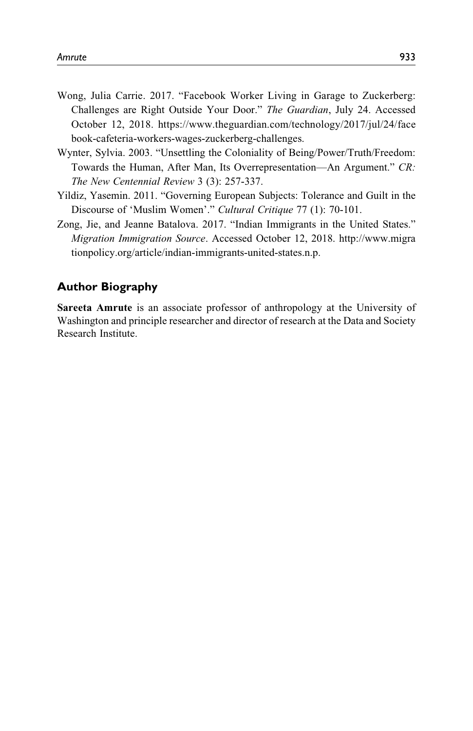Wong, Julia Carrie. 2017. "Facebook Worker Living in Garage to Zuckerberg: Challenges are Right Outside Your Door." *The Guardian*, July 24. Accessed October 12, 2018. https://www.theguardian.com/technology/2017/jul/24/facebook-cafeteria-workers-wages-zuckerberg-challenges.

Wynter, Sylvia. 2003. "Unsettling the Coloniality of Being/Power/Truth/Freedom: Towards the Human, After Man, Its Overrepresentation—An Argument." *CR: The New Centennial Review* 3 (3): 257-337.

Yildiz, Yasemin. 2011. "Governing European Subjects: Tolerance and Guilt in the Discourse of 'Muslim Women'." *Cultural Critique* 77 (1): 70-101.

Zong, Jie, and Jeanne Batalova. 2017. "Indian Immigrants in the United States." *Migration Immigration Source*. Accessed October 12, 2018. http://www.migrationpolicy.org/article/indian-immigrants-united-states.n.p.

## Author Biography

**Sareeta Amrute** is an associate professor of anthropology at the University of Washington and principle researcher and director of research at the Data and Society Research Institute.